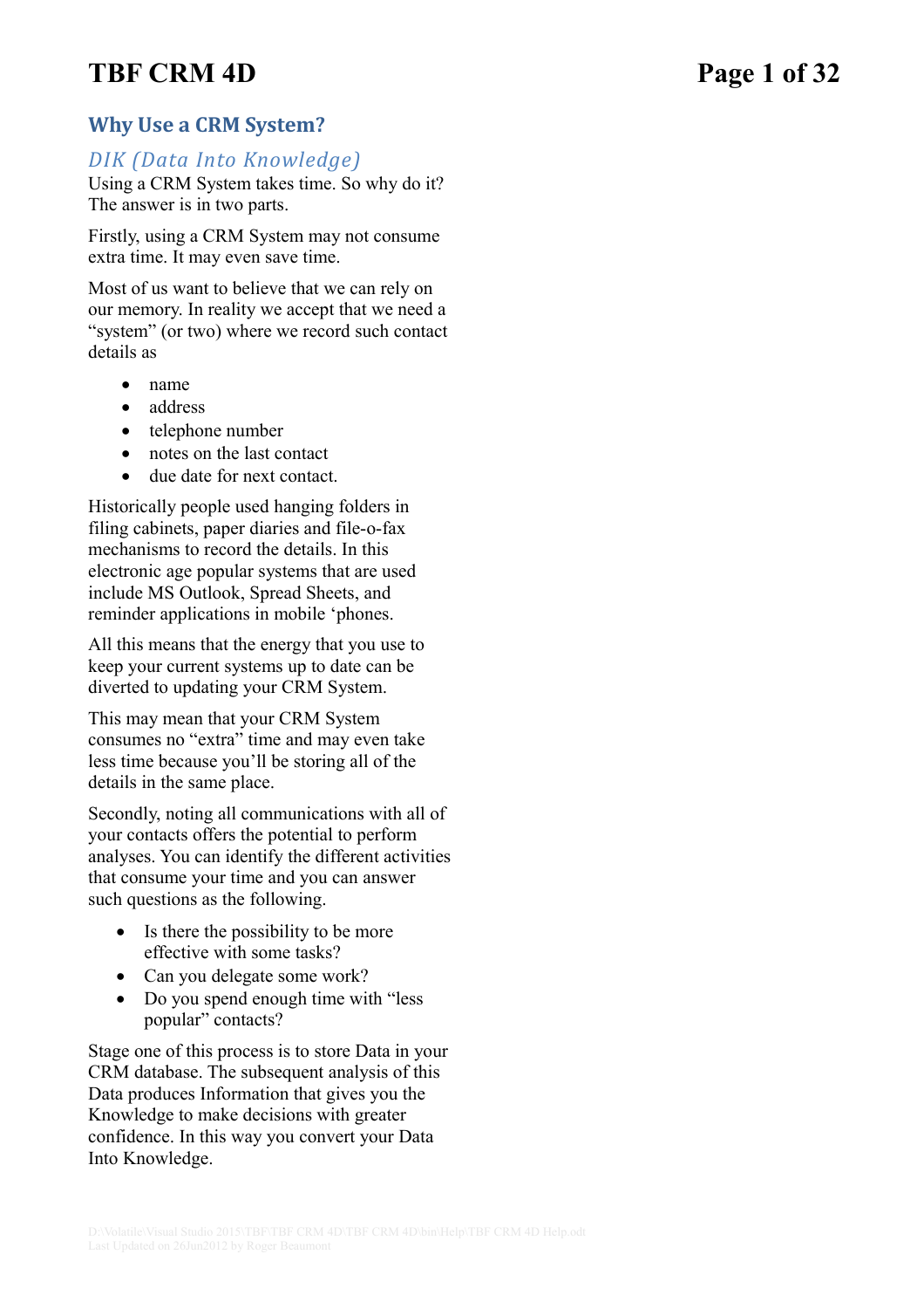## Why Use a CRM System?

### *DIK (Data Into Knowledge)*

Using a CRM System takes time. So why do it? The answer is in two parts.

Firstly, using a CRM System may not consume extra time. It may even save time.

Most of us want to believe that we can rely on our memory. In reality we accept that we need a "system" (or two) where we record such contact details as

- name
- address
- telephone number
- notes on the last contact
- due date for next contact.

Historically people used hanging folders in filing cabinets, paper diaries and file-o-fax mechanisms to record the details. In this electronic age popular systems that are used include MS Outlook, Spread Sheets, and reminder applications in mobile 'phones.

All this means that the energy that you use to keep your current systems up to date can be diverted to updating your CRM System.

This may mean that your CRM System consumes no "extra" time and may even take less time because you'll be storing all of the details in the same place.

Secondly, noting all communications with all of your contacts offers the potential to perform analyses. You can identify the different activities that consume your time and you can answer such questions as the following.

- Is there the possibility to be more effective with some tasks?
- Can you delegate some work?
- Do you spend enough time with "less popular" contacts?

Stage one of this process is to store Data in your CRM database. The subsequent analysis of this Data produces Information that gives you the Knowledge to make decisions with greater confidence. In this way you convert your Data Into Knowledge.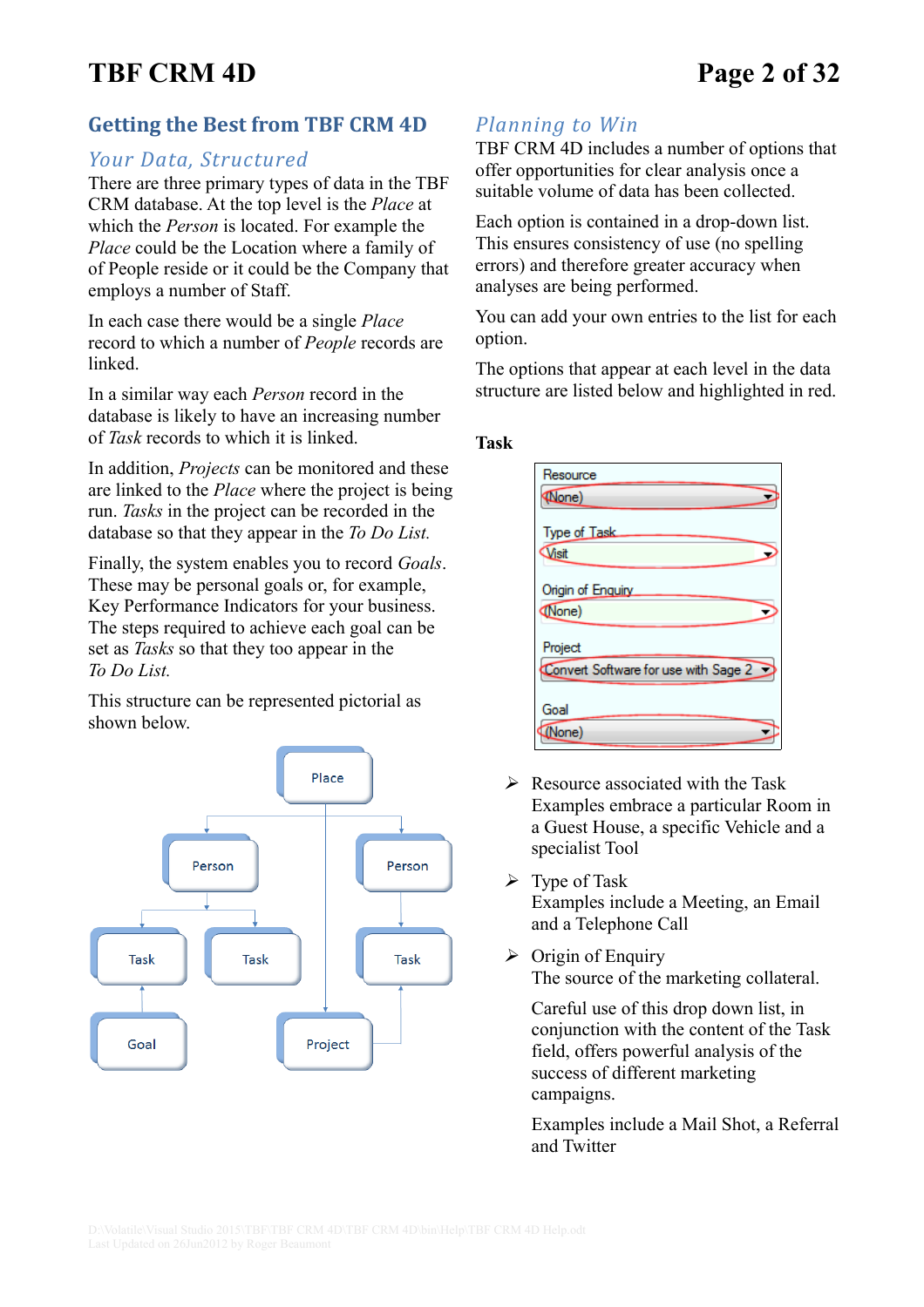## Getting the Best from TBF CRM 4D

### *Your Data, Structured*

There are three primary types of data in the TBF CRM database. At the top level is the *Place* at which the *Person* is located. For example the *Place* could be the Location where a family of of People reside or it could be the Company that employs a number of Staff.

In each case there would be a single *Place* record to which a number of *People* records are linked.

In a similar way each *Person* record in the database is likely to have an increasing number of *Task* records to which it is linked.

In addition, *Projects* can be monitored and these are linked to the *Place* where the project is being run. *Tasks* in the project can be recorded in the database so that they appear in the *To Do List.*

Finally, the system enables you to record *Goals*. These may be personal goals or, for example, Key Performance Indicators for your business. The steps required to achieve each goal can be set as *Tasks* so that they too appear in the *To Do List.*

This structure can be represented pictorial as shown below.

Place

Person Person

Task Task Task

Goal Project

### *Planning to Win*

TBF CRM 4D includes a number of options that offer opportunities for clear analysis once a suitable volume of data has been collected.

Each option is contained in a drop-down list. This ensures consistency of use (no spelling errors) and therefore greater accuracy when analyses are being performed.

You can add your own entries to the list for each option.

The options that appear at each level in the data structure are listed below and highlighted in red.

**Task**

Resource: (None)
Type of Task: Visit
Origin of Enquiry: (None)
Project: Convert Software for use with Sage 2
Goal: (None)

- Resource associated with the Task
  Examples embrace a particular Room in a Guest House, a specific Vehicle and a specialist Tool
- Type of Task
  Examples include a Meeting, an Email and a Telephone Call
- Origin of Enquiry
  The source of the marketing collateral.

  Careful use of this drop down list, in conjunction with the content of the Task field, offers powerful analysis of the success of different marketing campaigns.

  Examples include a Mail Shot, a Referral and Twitter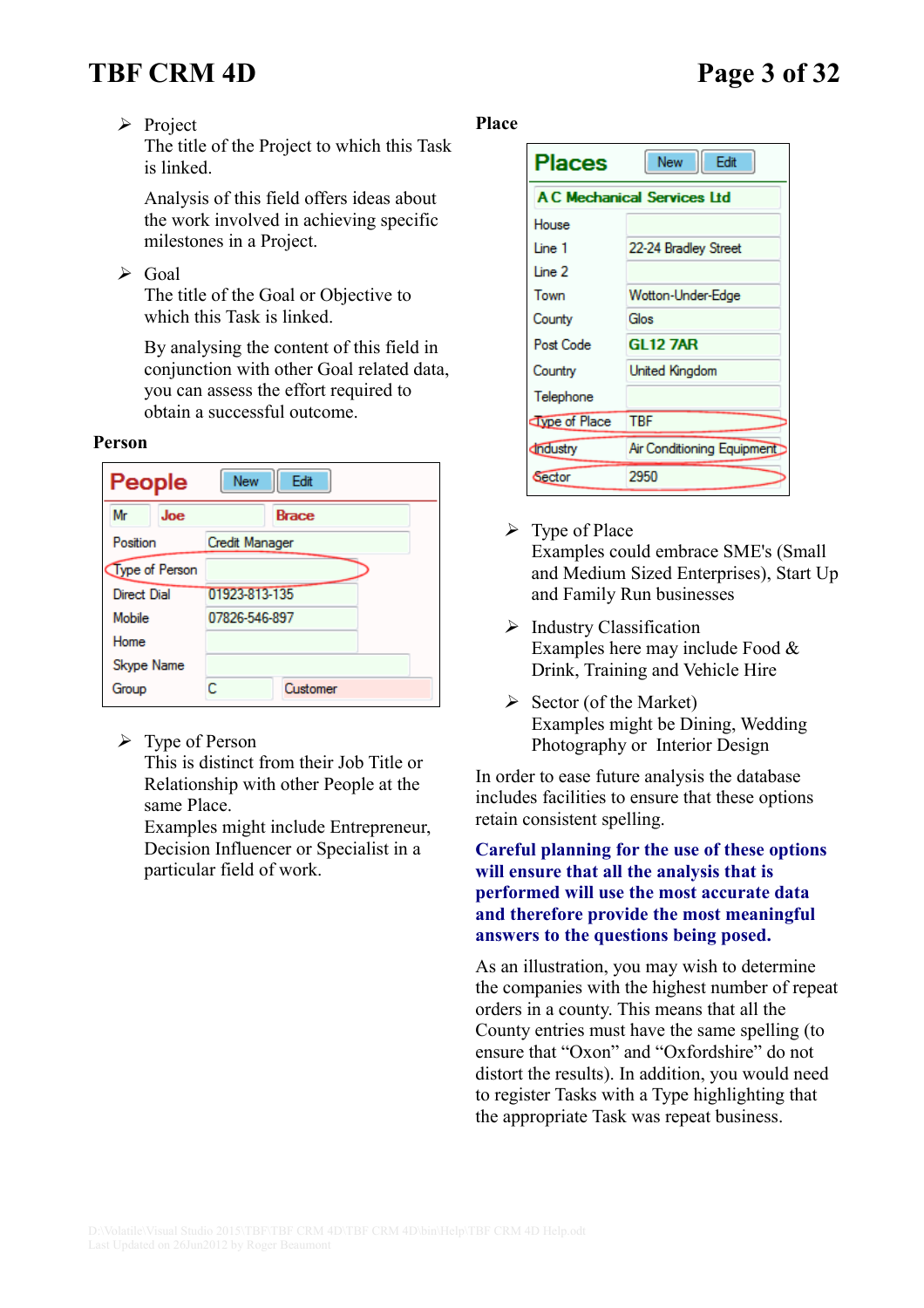- Project
  The title of the Project to which this Task is linked.

  Analysis of this field offers ideas about the work involved in achieving specific milestones in a Project.

- Goal
  The title of the Goal or Objective to which this Task is linked.

  By analysing the content of this field in conjunction with other Goal related data, you can assess the effort required to obtain a successful outcome.

### Person

| People | New | Edit | |
|---|---|---|---|
| Mr | Joe | Brace | |
| Position | Credit Manager | | |
| Type of Person | | | |
| Direct Dial | 01923-813-135 | | |
| Mobile | 07826-546-897 | | |
| Home | | | |
| Skype Name | | | |
| Group | C | Customer | |

- Type of Person
  This is distinct from their Job Title or Relationship with other People at the same Place.
  Examples might include Entrepreneur, Decision Influencer or Specialist in a particular field of work.

### Place

| Places | New | Edit |
|---|---|---|
| A C Mechanical Services Ltd | | |
| House | | |
| Line 1 | 22-24 Bradley Street | |
| Line 2 | | |
| Town | Wotton-Under-Edge | |
| County | Glos | |
| Post Code | GL12 7AR | |
| Country | United Kingdom | |
| Telephone | | |
| Type of Place | TBF | |
| Industry | Air Conditioning Equipment | |
| Sector | 2950 | |

- Type of Place
  Examples could embrace SME's (Small and Medium Sized Enterprises), Start Up and Family Run businesses

- Industry Classification
  Examples here may include Food & Drink, Training and Vehicle Hire

- Sector (of the Market)
  Examples might be Dining, Wedding Photography or Interior Design

In order to ease future analysis the database includes facilities to ensure that these options retain consistent spelling.

**Careful planning for the use of these options will ensure that all the analysis that is performed will use the most accurate data and therefore provide the most meaningful answers to the questions being posed.**

As an illustration, you may wish to determine the companies with the highest number of repeat orders in a county. This means that all the County entries must have the same spelling (to ensure that "Oxon" and "Oxfordshire" do not distort the results). In addition, you would need to register Tasks with a Type highlighting that the appropriate Task was repeat business.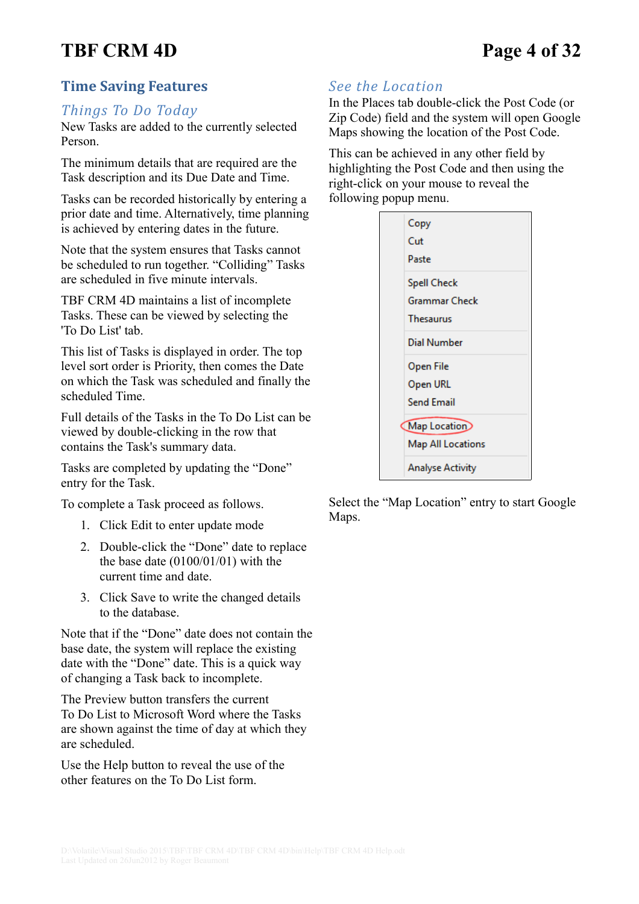## Time Saving Features

### *Things To Do Today*

New Tasks are added to the currently selected Person.

The minimum details that are required are the Task description and its Due Date and Time.

Tasks can be recorded historically by entering a prior date and time. Alternatively, time planning is achieved by entering dates in the future.

Note that the system ensures that Tasks cannot be scheduled to run together. “Colliding” Tasks are scheduled in five minute intervals.

TBF CRM 4D maintains a list of incomplete Tasks. These can be viewed by selecting the 'To Do List' tab.

This list of Tasks is displayed in order. The top level sort order is Priority, then comes the Date on which the Task was scheduled and finally the scheduled Time.

Full details of the Tasks in the To Do List can be viewed by double-clicking in the row that contains the Task's summary data.

Tasks are completed by updating the “Done” entry for the Task.

To complete a Task proceed as follows.

1. Click Edit to enter update mode
2. Double-click the “Done” date to replace the base date (0100/01/01) with the current time and date.
3. Click Save to write the changed details to the database.

Note that if the “Done” date does not contain the base date, the system will replace the existing date with the “Done” date. This is a quick way of changing a Task back to incomplete.

The Preview button transfers the current To Do List to Microsoft Word where the Tasks are shown against the time of day at which they are scheduled.

Use the Help button to reveal the use of the other features on the To Do List form.

### *See the Location*

In the Places tab double-click the Post Code (or Zip Code) field and the system will open Google Maps showing the location of the Post Code.

This can be achieved in any other field by highlighting the Post Code and then using the right-click on your mouse to reveal the following popup menu.

- Copy
- Cut
- Paste
- Spell Check
- Grammar Check
- Thesaurus
- Dial Number
- Open File
- Open URL
- Send Email
- Map Location
- Map All Locations
- Analyse Activity

Select the “Map Location” entry to start Google Maps.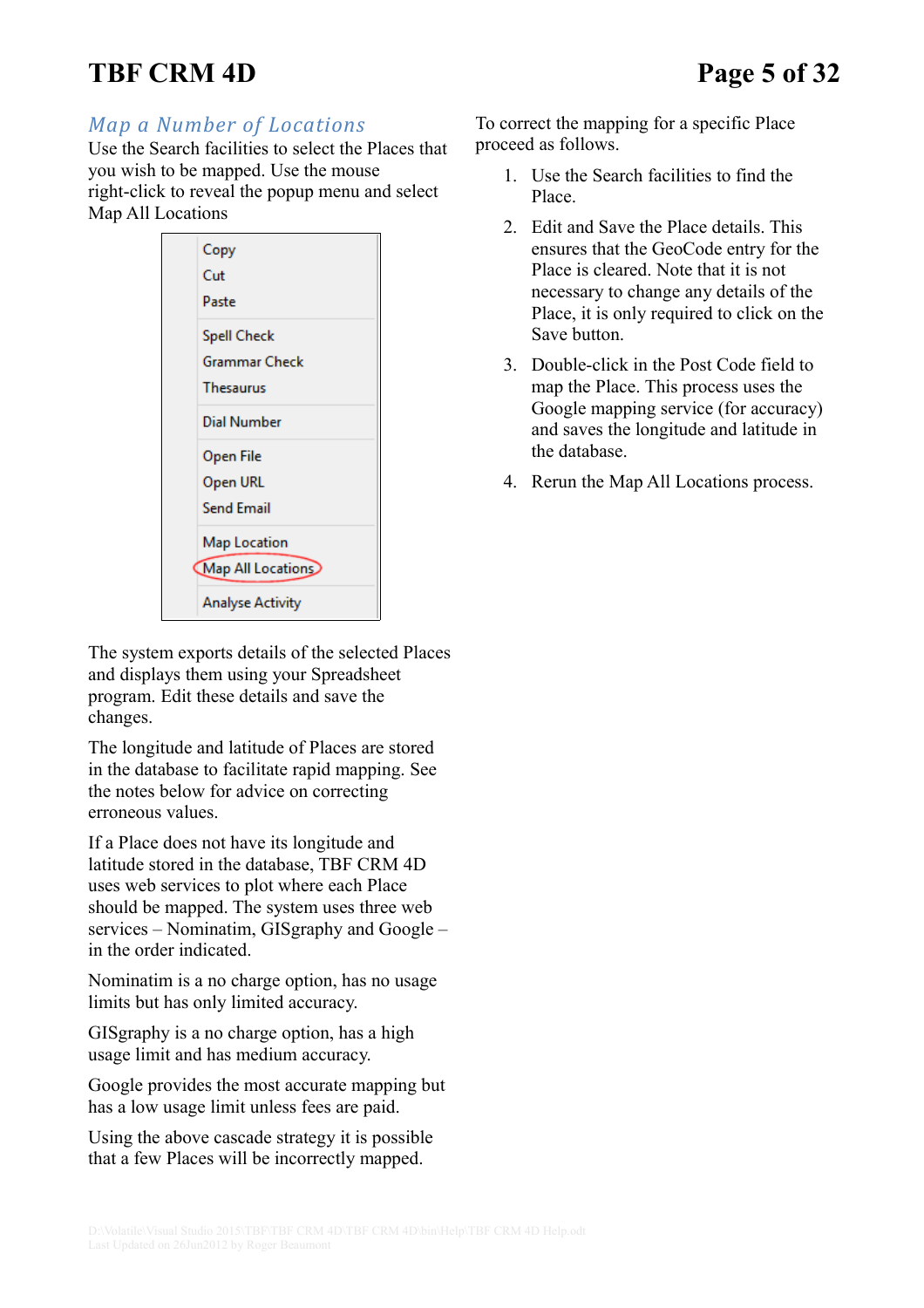## Map a Number of Locations

Use the Search facilities to select the Places that you wish to be mapped. Use the mouse right-click to reveal the popup menu and select Map All Locations

Copy
Cut
Paste
Spell Check
Grammar Check
Thesaurus
Dial Number
Open File
Open URL
Send Email
Map Location
Map All Locations
Analyse Activity

The system exports details of the selected Places and displays them using your Spreadsheet program. Edit these details and save the changes.

The longitude and latitude of Places are stored in the database to facilitate rapid mapping. See the notes below for advice on correcting erroneous values.

If a Place does not have its longitude and latitude stored in the database, TBF CRM 4D uses web services to plot where each Place should be mapped. The system uses three web services – Nominatim, GISgraphy and Google – in the order indicated.

Nominatim is a no charge option, has no usage limits but has only limited accuracy.

GISgraphy is a no charge option, has a high usage limit and has medium accuracy.

Google provides the most accurate mapping but has a low usage limit unless fees are paid.

Using the above cascade strategy it is possible that a few Places will be incorrectly mapped.

To correct the mapping for a specific Place proceed as follows.

1. Use the Search facilities to find the Place.
2. Edit and Save the Place details. This ensures that the GeoCode entry for the Place is cleared. Note that it is not necessary to change any details of the Place, it is only required to click on the Save button.
3. Double-click in the Post Code field to map the Place. This process uses the Google mapping service (for accuracy) and saves the longitude and latitude in the database.
4. Rerun the Map All Locations process.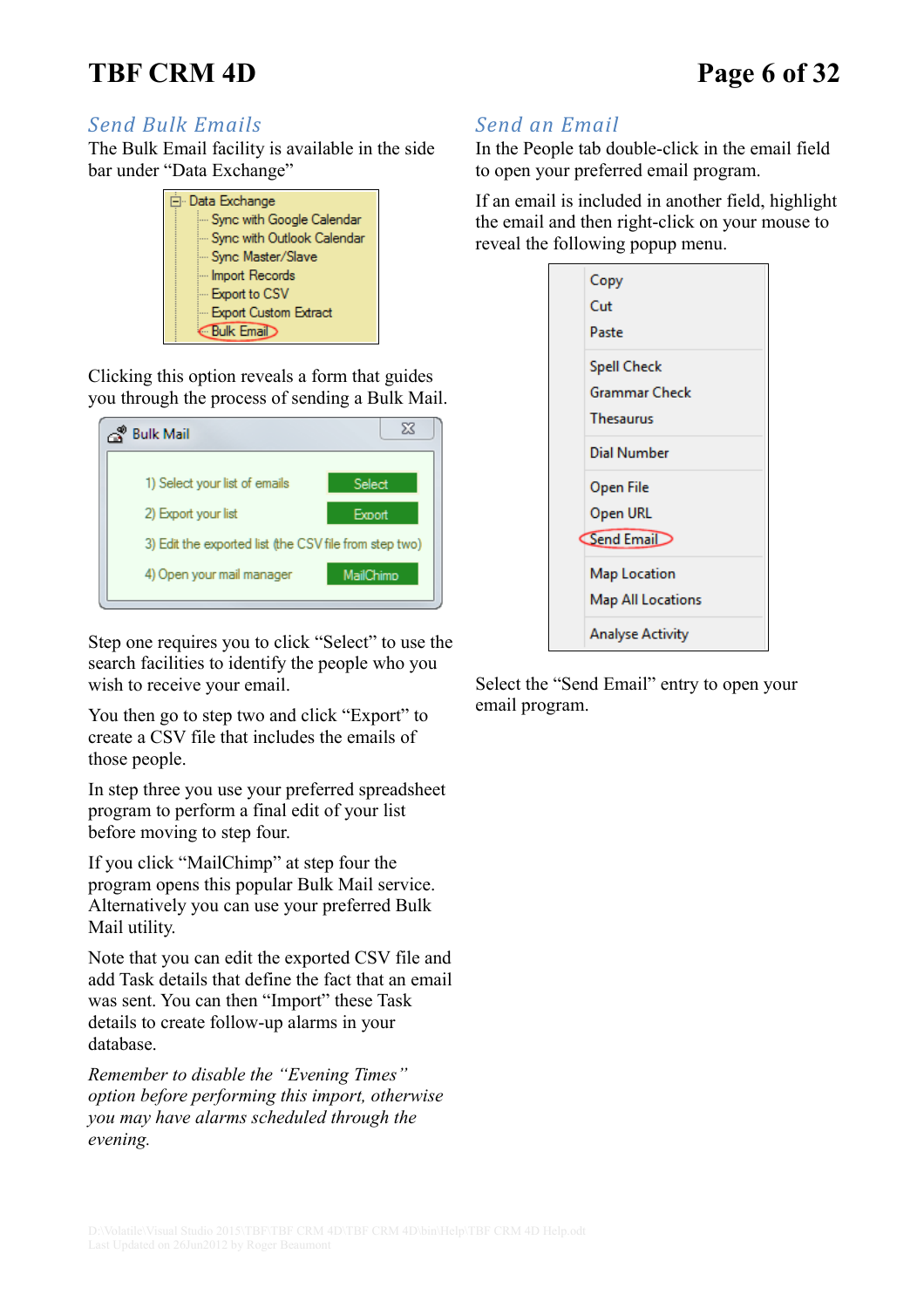## Send Bulk Emails

The Bulk Email facility is available in the side bar under "Data Exchange"

Clicking this option reveals a form that guides you through the process of sending a Bulk Mail.

Step one requires you to click "Select" to use the search facilities to identify the people who you wish to receive your email.

You then go to step two and click "Export" to create a CSV file that includes the emails of those people.

In step three you use your preferred spreadsheet program to perform a final edit of your list before moving to step four.

If you click "MailChimp" at step four the program opens this popular Bulk Mail service. Alternatively you can use your preferred Bulk Mail utility.

Note that you can edit the exported CSV file and add Task details that define the fact that an email was sent. You can then "Import" these Task details to create follow-up alarms in your database.

*Remember to disable the "Evening Times" option before performing this import, otherwise you may have alarms scheduled through the evening.*

## Send an Email

In the People tab double-click in the email field to open your preferred email program.

If an email is included in another field, highlight the email and then right-click on your mouse to reveal the following popup menu.

Select the "Send Email" entry to open your email program.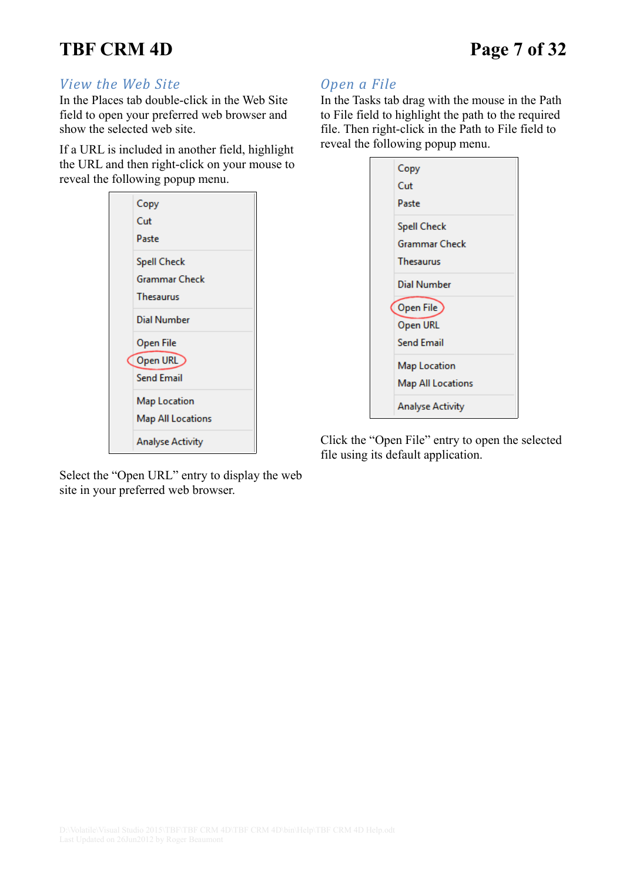## View the Web Site

In the Places tab double-click in the Web Site field to open your preferred web browser and show the selected web site.

If a URL is included in another field, highlight the URL and then right-click on your mouse to reveal the following popup menu.

- Copy
- Cut
- Paste
- Spell Check
- Grammar Check
- Thesaurus
- Dial Number
- Open File
- Open URL
- Send Email
- Map Location
- Map All Locations
- Analyse Activity

Select the "Open URL" entry to display the web site in your preferred web browser.

## Open a File

In the Tasks tab drag with the mouse in the Path to File field to highlight the path to the required file. Then right-click in the Path to File field to reveal the following popup menu.

- Copy
- Cut
- Paste
- Spell Check
- Grammar Check
- Thesaurus
- Dial Number
- Open File
- Open URL
- Send Email
- Map Location
- Map All Locations
- Analyse Activity

Click the "Open File" entry to open the selected file using its default application.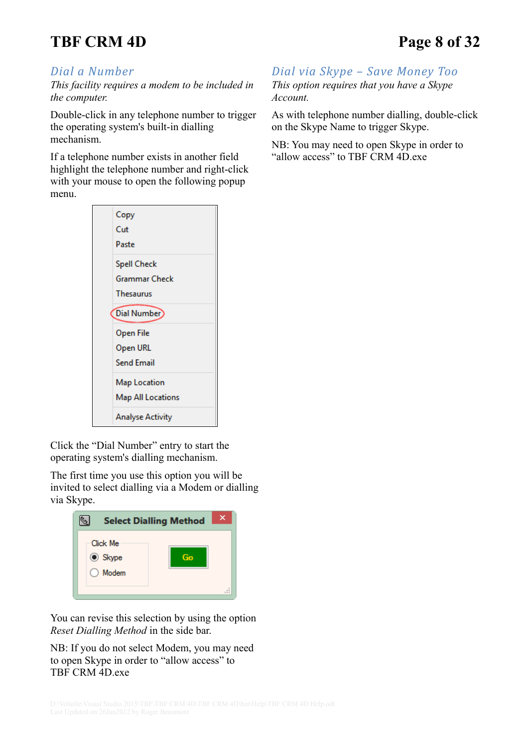## Dial a Number

*This facility requires a modem to be included in the computer.*

Double-click in any telephone number to trigger the operating system's built-in dialling mechanism.

If a telephone number exists in another field highlight the telephone number and right-click with your mouse to open the following popup menu.

Click the "Dial Number" entry to start the operating system's dialling mechanism.

The first time you use this option you will be invited to select dialling via a Modem or dialling via Skype.

You can revise this selection by using the option *Reset Dialling Method* in the side bar.

NB: If you do not select Modem, you may need to open Skype in order to "allow access" to TBF CRM 4D.exe

## Dial via Skype – Save Money Too

*This option requires that you have a Skype Account.*

As with telephone number dialling, double-click on the Skype Name to trigger Skype.

NB: You may need to open Skype in order to "allow access" to TBF CRM 4D.exe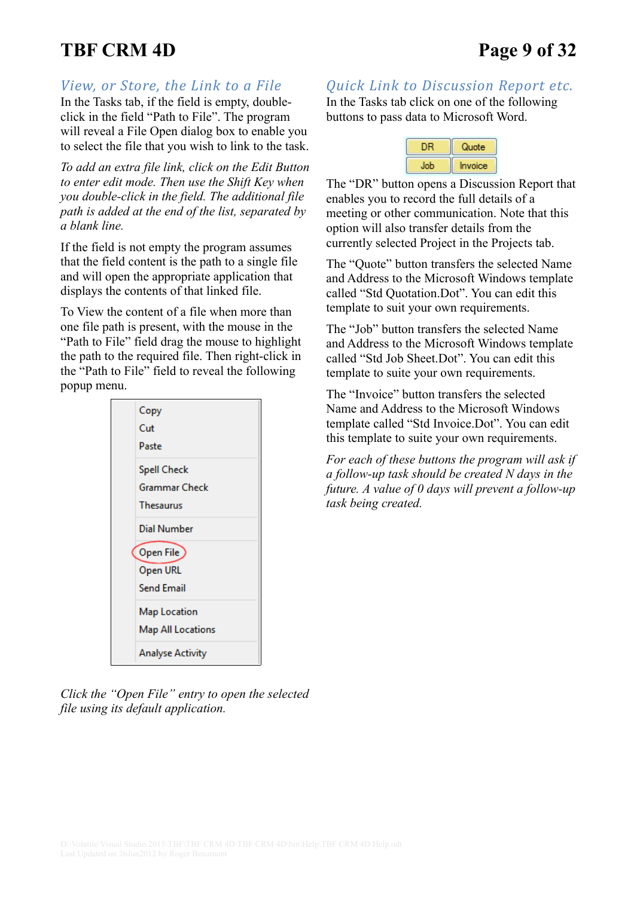## View, or Store, the Link to a File

In the Tasks tab, if the field is empty, double-click in the field "Path to File". The program will reveal a File Open dialog box to enable you to select the file that you wish to link to the task.

*To add an extra file link, click on the Edit Button to enter edit mode. Then use the Shift Key when you double-click in the field. The additional file path is added at the end of the list, separated by a blank line.*

If the field is not empty the program assumes that the field content is the path to a single file and will open the appropriate application that displays the contents of that linked file.

To View the content of a file when more than one file path is present, with the mouse in the "Path to File" field drag the mouse to highlight the path to the required file. Then right-click in the "Path to File" field to reveal the following popup menu.

- Copy
- Cut
- Paste
- Spell Check
- Grammar Check
- Thesaurus
- Dial Number
- Open File
- Open URL
- Send Email
- Map Location
- Map All Locations
- Analyse Activity

*Click the "Open File" entry to open the selected file using its default application.*

## Quick Link to Discussion Report etc.

In the Tasks tab click on one of the following buttons to pass data to Microsoft Word.

| DR | Quote |
|---|---|
| Job | Invoice |

The "DR" button opens a Discussion Report that enables you to record the full details of a meeting or other communication. Note that this option will also transfer details from the currently selected Project in the Projects tab.

The "Quote" button transfers the selected Name and Address to the Microsoft Windows template called "Std Quotation.Dot". You can edit this template to suit your own requirements.

The "Job" button transfers the selected Name and Address to the Microsoft Windows template called "Std Job Sheet.Dot". You can edit this template to suite your own requirements.

The "Invoice" button transfers the selected Name and Address to the Microsoft Windows template called "Std Invoice.Dot". You can edit this template to suite your own requirements.

*For each of these buttons the program will ask if a follow-up task should be created N days in the future. A value of 0 days will prevent a follow-up task being created.*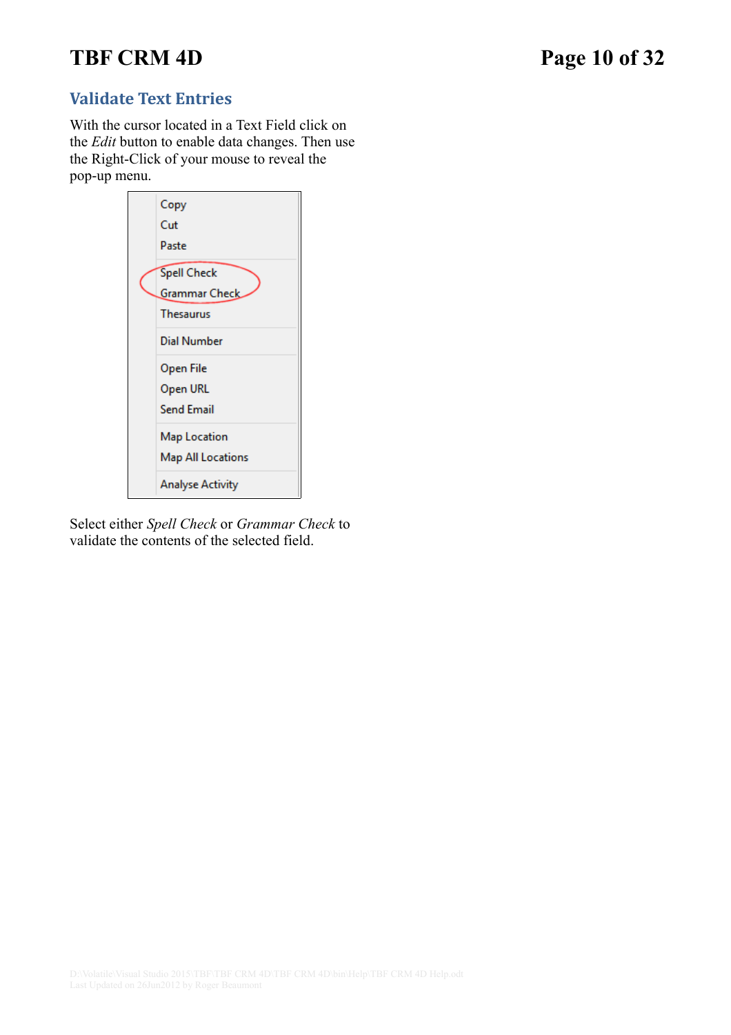## Validate Text Entries

With the cursor located in a Text Field click on the *Edit* button to enable data changes. Then use the Right-Click of your mouse to reveal the pop-up menu.

Copy
Cut
Paste

Spell Check
Grammar Check
Thesaurus

Dial Number

Open File
Open URL
Send Email

Map Location
Map All Locations

Analyse Activity

Select either *Spell Check* or *Grammar Check* to validate the contents of the selected field.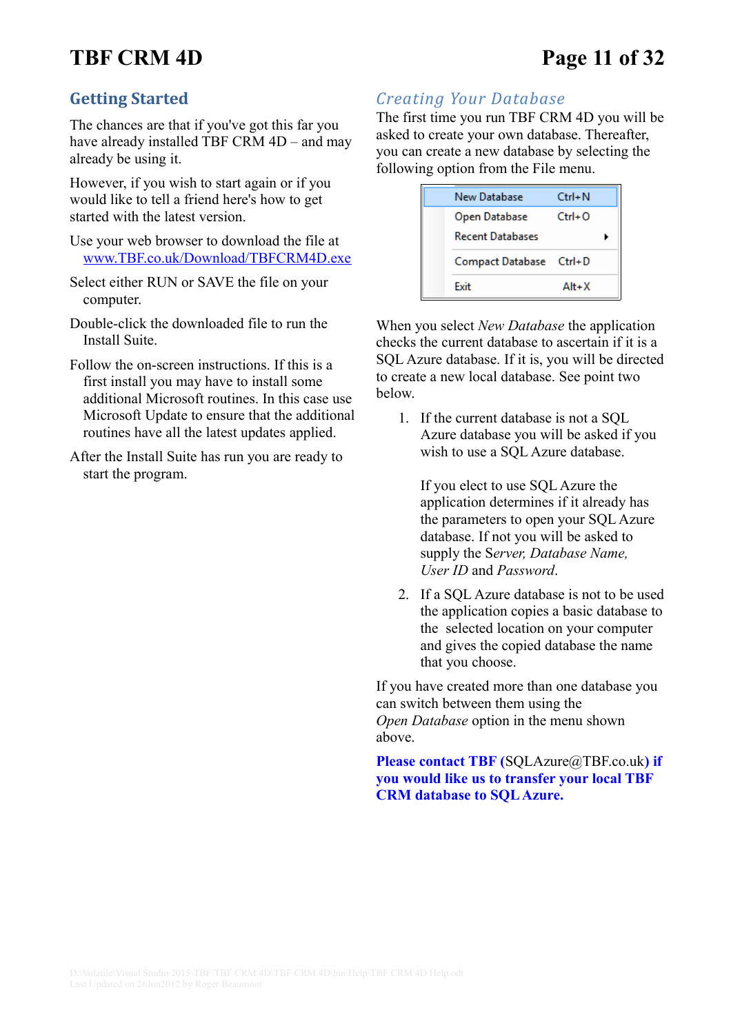## Getting Started

The chances are that if you've got this far you have already installed TBF CRM 4D – and may already be using it.

However, if you wish to start again or if you would like to tell a friend here's how to get started with the latest version.

Use your web browser to download the file at [www.TBF.co.uk/Download/TBFCRM4D.exe](www.TBF.co.uk/Download/TBFCRM4D.exe)

Select either RUN or SAVE the file on your computer.

Double-click the downloaded file to run the Install Suite.

Follow the on-screen instructions. If this is a first install you may have to install some additional Microsoft routines. In this case use Microsoft Update to ensure that the additional routines have all the latest updates applied.

After the Install Suite has run you are ready to start the program.

### *Creating Your Database*

The first time you run TBF CRM 4D you will be asked to create your own database. Thereafter, you can create a new database by selecting the following option from the File menu.

| | |
|---|---|
| New Database | Ctrl+N |
| Open Database | Ctrl+O |
| Recent Databases | ▸ |
| Compact Database | Ctrl+D |
| Exit | Alt+X |

When you select *New Database* the application checks the current database to ascertain if it is a SQL Azure database. If it is, you will be directed to create a new local database. See point two below.

1. If the current database is not a SQL Azure database you will be asked if you wish to use a SQL Azure database.

   If you elect to use SQL Azure the application determines if it already has the parameters to open your SQL Azure database. If not you will be asked to supply the S*erver, Database Name, User ID* and *Password*.

2. If a SQL Azure database is not to be used the application copies a basic database to the selected location on your computer and gives the copied database the name that you choose.

If you have created more than one database you can switch between them using the *Open Database* option in the menu shown above.

**Please contact TBF** (SQLAzure@TBF.co.uk) **if you would like us to transfer your local TBF CRM database to SQL Azure.**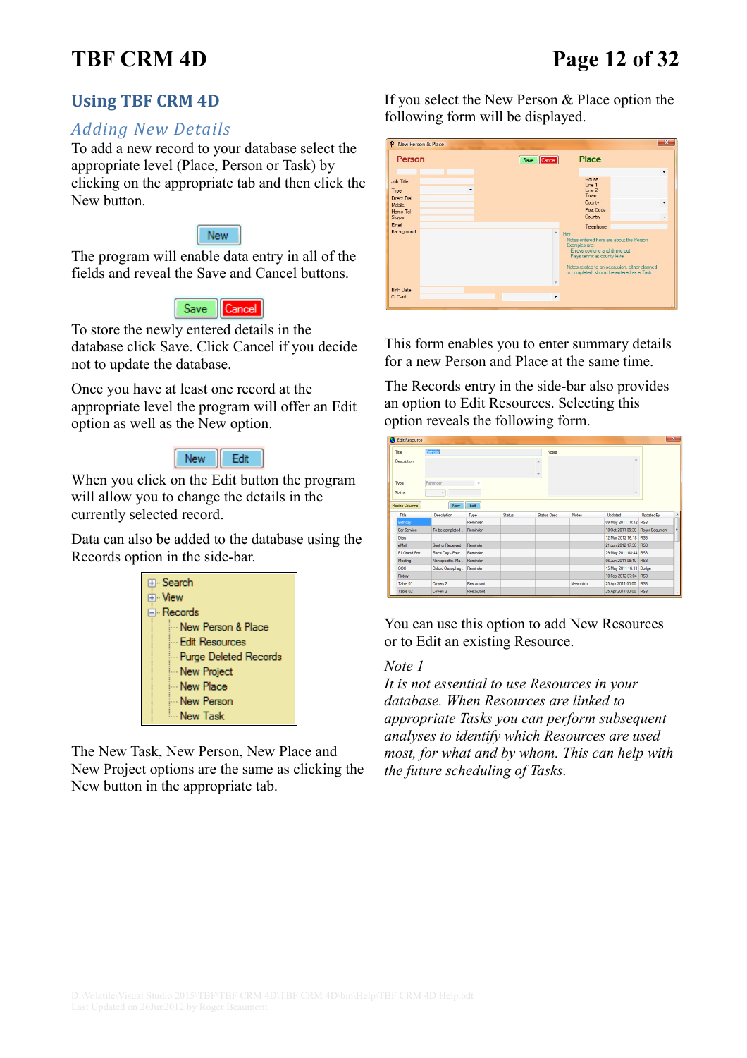## Using TBF CRM 4D

### *Adding New Details*

To add a new record to your database select the appropriate level (Place, Person or Task) by clicking on the appropriate tab and then click the New button.

The program will enable data entry in all of the fields and reveal the Save and Cancel buttons.

To store the newly entered details in the database click Save. Click Cancel if you decide not to update the database.

Once you have at least one record at the appropriate level the program will offer an Edit option as well as the New option.

When you click on the Edit button the program will allow you to change the details in the currently selected record.

Data can also be added to the database using the Records option in the side-bar.

The New Task, New Person, New Place and New Project options are the same as clicking the New button in the appropriate tab.

If you select the New Person & Place option the following form will be displayed.

This form enables you to enter summary details for a new Person and Place at the same time.

The Records entry in the side-bar also provides an option to Edit Resources. Selecting this option reveals the following form.

You can use this option to add New Resources or to Edit an existing Resource.

*Note 1*

*It is not essential to use Resources in your database. When Resources are linked to appropriate Tasks you can perform subsequent analyses to identify which Resources are used most, for what and by whom. This can help with the future scheduling of Tasks.*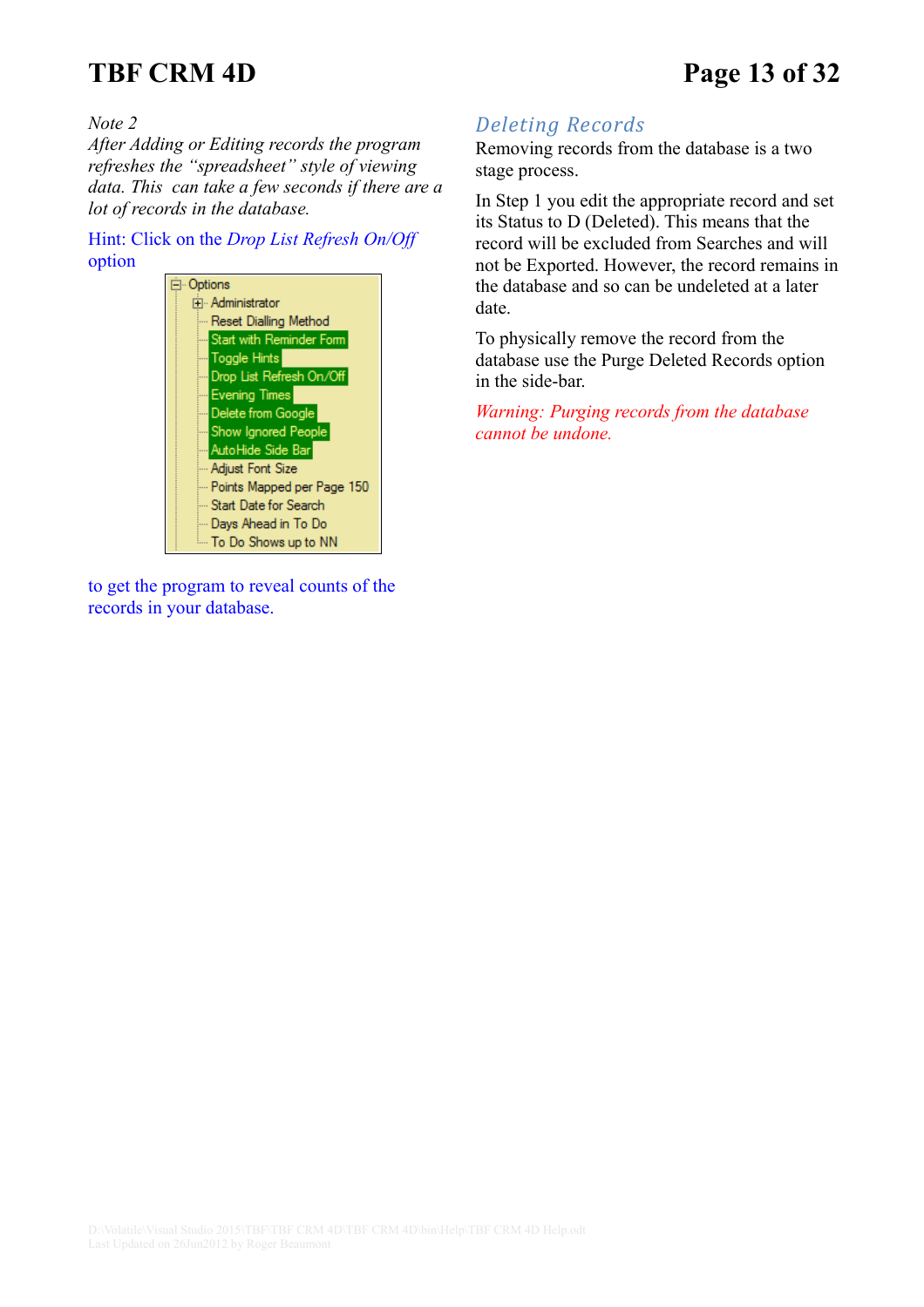*Note 2*
*After Adding or Editing records the program refreshes the "spreadsheet" style of viewing data. This can take a few seconds if there are a lot of records in the database.*

Hint: Click on the *Drop List Refresh On/Off* option

- Options
  - Administrator
  - Reset Dialling Method
  - Start with Reminder Form
  - Toggle Hints
  - Drop List Refresh On/Off
  - Evening Times
  - Delete from Google
  - Show Ignored People
  - AutoHide Side Bar
  - Adjust Font Size
  - Points Mapped per Page 150
  - Start Date for Search
  - Days Ahead in To Do
  - To Do Shows up to NN

to get the program to reveal counts of the records in your database.

## Deleting Records

Removing records from the database is a two stage process.

In Step 1 you edit the appropriate record and set its Status to D (Deleted). This means that the record will be excluded from Searches and will not be Exported. However, the record remains in the database and so can be undeleted at a later date.

To physically remove the record from the database use the Purge Deleted Records option in the side-bar.

*Warning: Purging records from the database cannot be undone.*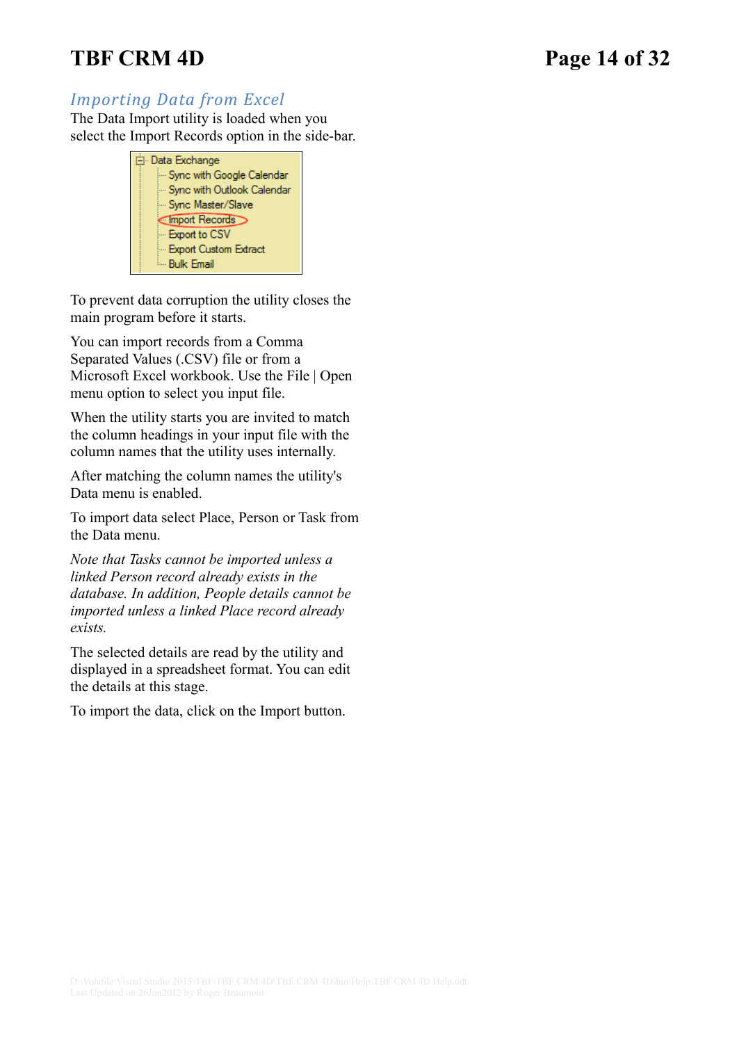## Importing Data from Excel

The Data Import utility is loaded when you select the Import Records option in the side-bar.

- Data Exchange
  - Sync with Google Calendar
  - Sync with Outlook Calendar
  - Sync Master/Slave
  - Import Records
  - Export to CSV
  - Export Custom Extract
  - Bulk Email

To prevent data corruption the utility closes the main program before it starts.

You can import records from a Comma Separated Values (.CSV) file or from a Microsoft Excel workbook. Use the File | Open menu option to select you input file.

When the utility starts you are invited to match the column headings in your input file with the column names that the utility uses internally.

After matching the column names the utility's Data menu is enabled.

To import data select Place, Person or Task from the Data menu.

*Note that Tasks cannot be imported unless a linked Person record already exists in the database. In addition, People details cannot be imported unless a linked Place record already exists.*

The selected details are read by the utility and displayed in a spreadsheet format. You can edit the details at this stage.

To import the data, click on the Import button.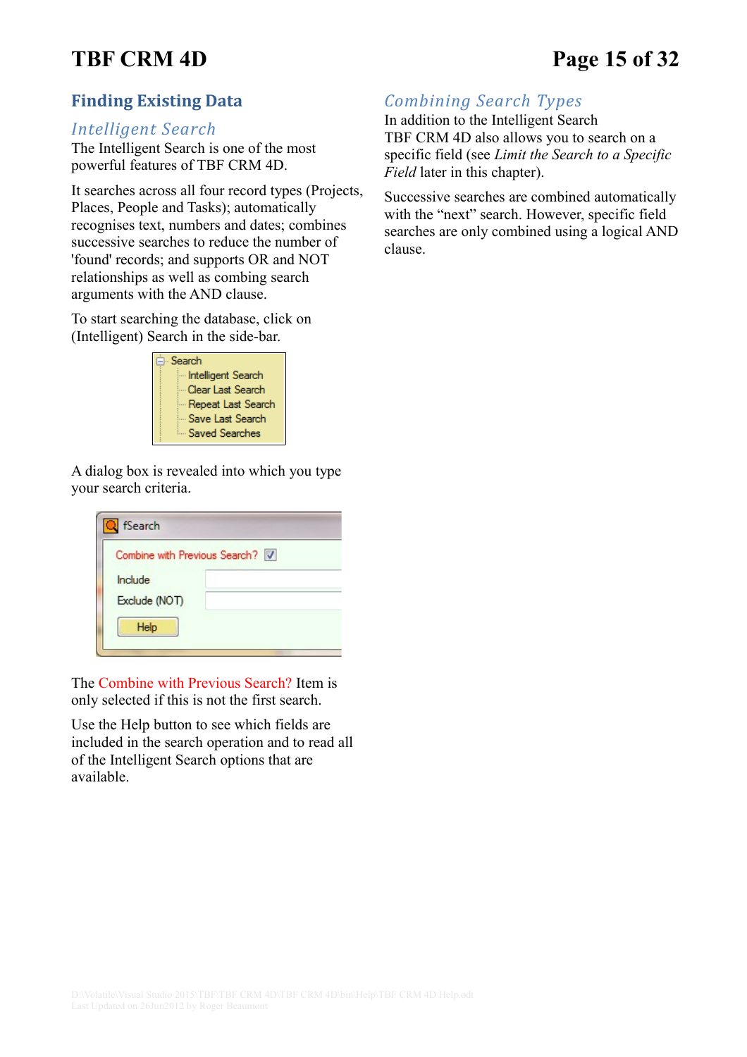## Finding Existing Data

### Intelligent Search

The Intelligent Search is one of the most powerful features of TBF CRM 4D.

It searches across all four record types (Projects, Places, People and Tasks); automatically recognises text, numbers and dates; combines successive searches to reduce the number of 'found' records; and supports OR and NOT relationships as well as combing search arguments with the AND clause.

To start searching the database, click on (Intelligent) Search in the side-bar.

A dialog box is revealed into which you type your search criteria.

The Combine with Previous Search? Item is only selected if this is not the first search.

Use the Help button to see which fields are included in the search operation and to read all of the Intelligent Search options that are available.

### Combining Search Types

In addition to the Intelligent Search TBF CRM 4D also allows you to search on a specific field (see *Limit the Search to a Specific Field* later in this chapter).

Successive searches are combined automatically with the "next" search. However, specific field searches are only combined using a logical AND clause.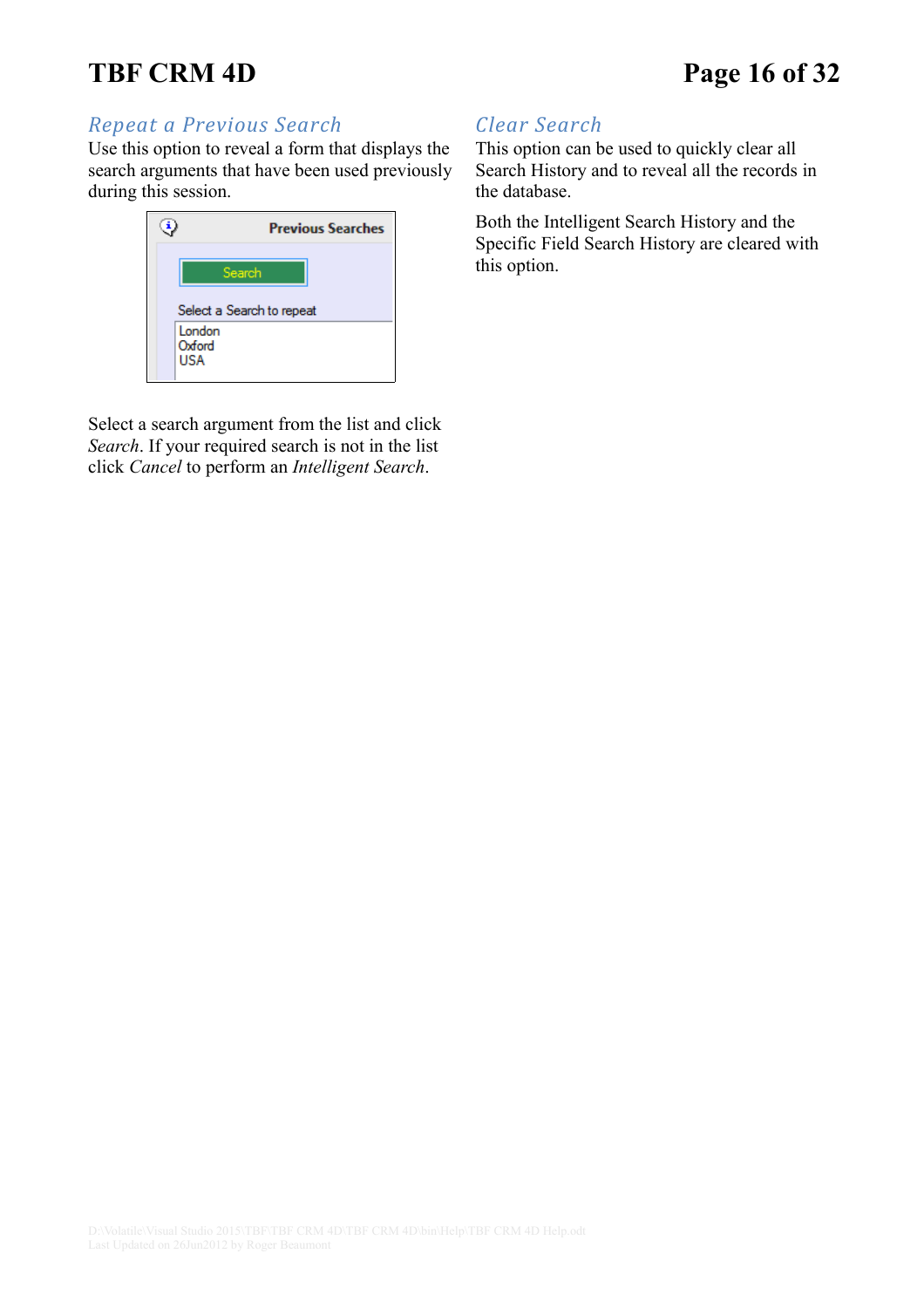## Repeat a Previous Search

Use this option to reveal a form that displays the search arguments that have been used previously during this session.

Select a search argument from the list and click *Search*. If your required search is not in the list click *Cancel* to perform an *Intelligent Search*.

## Clear Search

This option can be used to quickly clear all Search History and to reveal all the records in the database.

Both the Intelligent Search History and the Specific Field Search History are cleared with this option.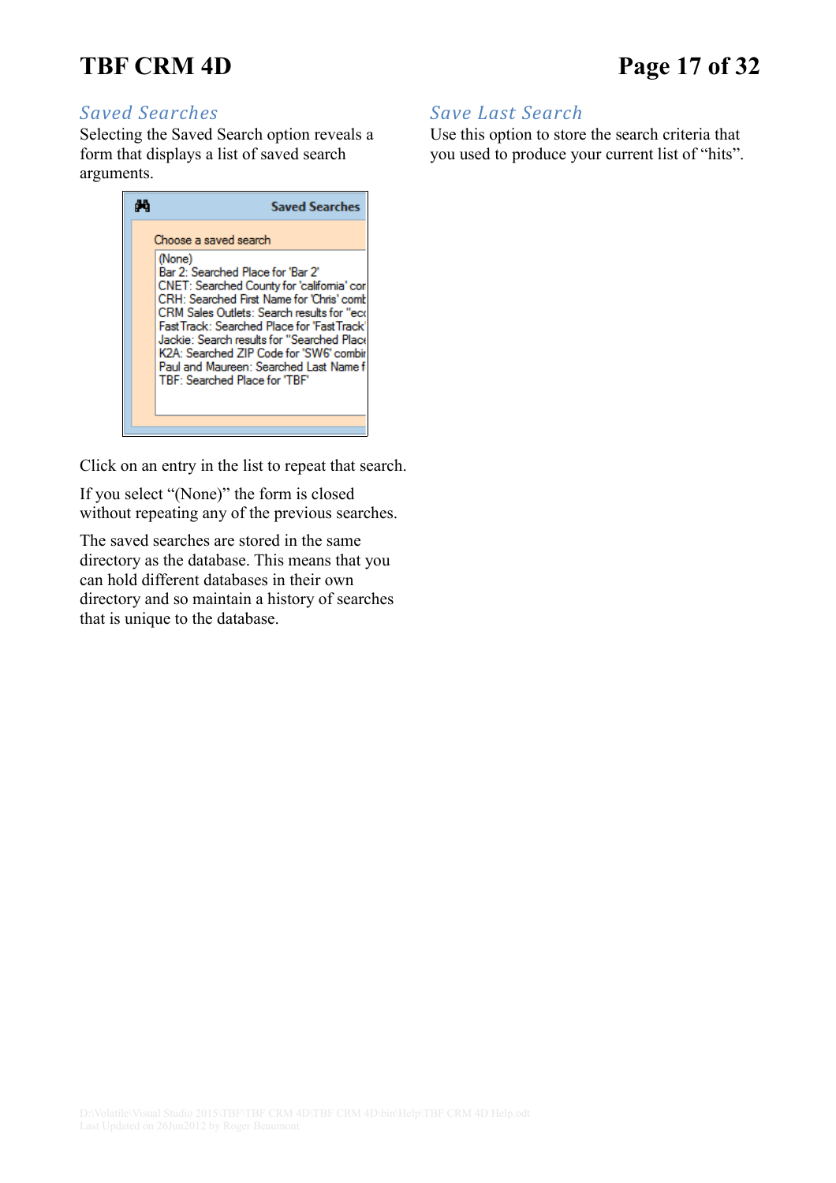## Saved Searches

Selecting the Saved Search option reveals a form that displays a list of saved search arguments.

Click on an entry in the list to repeat that search.

If you select “(None)” the form is closed without repeating any of the previous searches.

The saved searches are stored in the same directory as the database. This means that you can hold different databases in their own directory and so maintain a history of searches that is unique to the database.

## Save Last Search

Use this option to store the search criteria that you used to produce your current list of “hits”.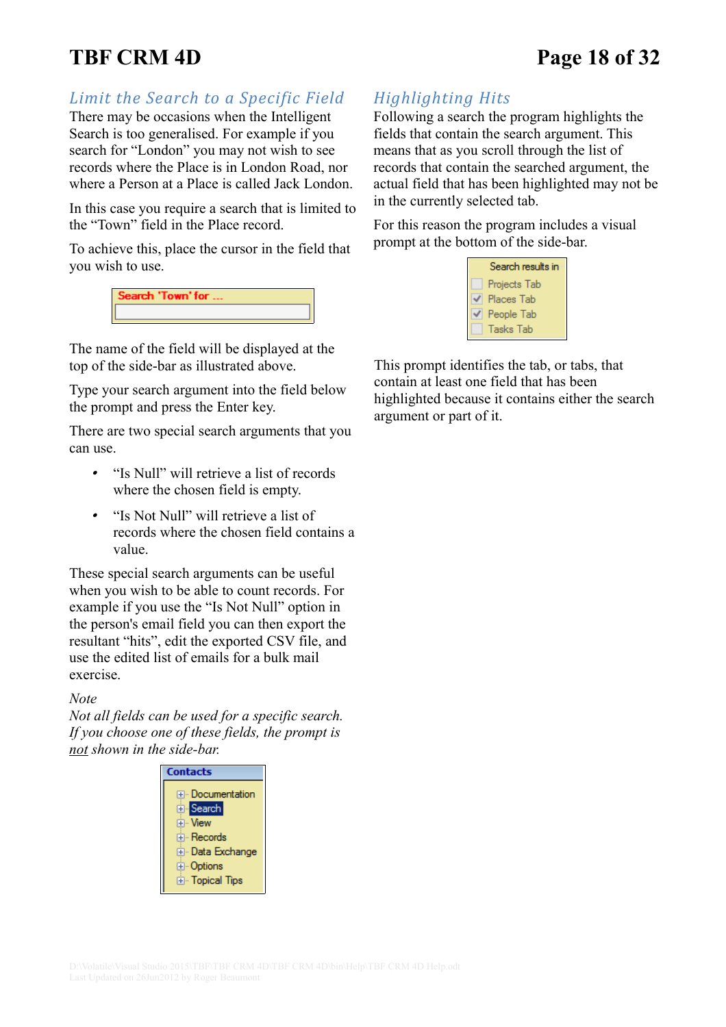## Limit the Search to a Specific Field

There may be occasions when the Intelligent Search is too generalised. For example if you search for “London” you may not wish to see records where the Place is in London Road, nor where a Person at a Place is called Jack London.

In this case you require a search that is limited to the “Town” field in the Place record.

To achieve this, place the cursor in the field that you wish to use.

Search 'Town' for ...

The name of the field will be displayed at the top of the side-bar as illustrated above.

Type your search argument into the field below the prompt and press the Enter key.

There are two special search arguments that you can use.

- “Is Null” will retrieve a list of records where the chosen field is empty.
- “Is Not Null” will retrieve a list of records where the chosen field contains a value.

These special search arguments can be useful when you wish to be able to count records. For example if you use the “Is Not Null” option in the person's email field you can then export the resultant “hits”, edit the exported CSV file, and use the edited list of emails for a bulk mail exercise.

*Note*
*Not all fields can be used for a specific search. If you choose one of these fields, the prompt is* *not* *shown in the side-bar.*

Contacts
- Documentation
- Search
- View
- Records
- Data Exchange
- Options
- Topical Tips

## Highlighting Hits

Following a search the program highlights the fields that contain the search argument. This means that as you scroll through the list of records that contain the searched argument, the actual field that has been highlighted may not be in the currently selected tab.

For this reason the program includes a visual prompt at the bottom of the side-bar.

Search results in
- [ ] Projects Tab
- [x] Places Tab
- [x] People Tab
- [ ] Tasks Tab

This prompt identifies the tab, or tabs, that contain at least one field that has been highlighted because it contains either the search argument or part of it.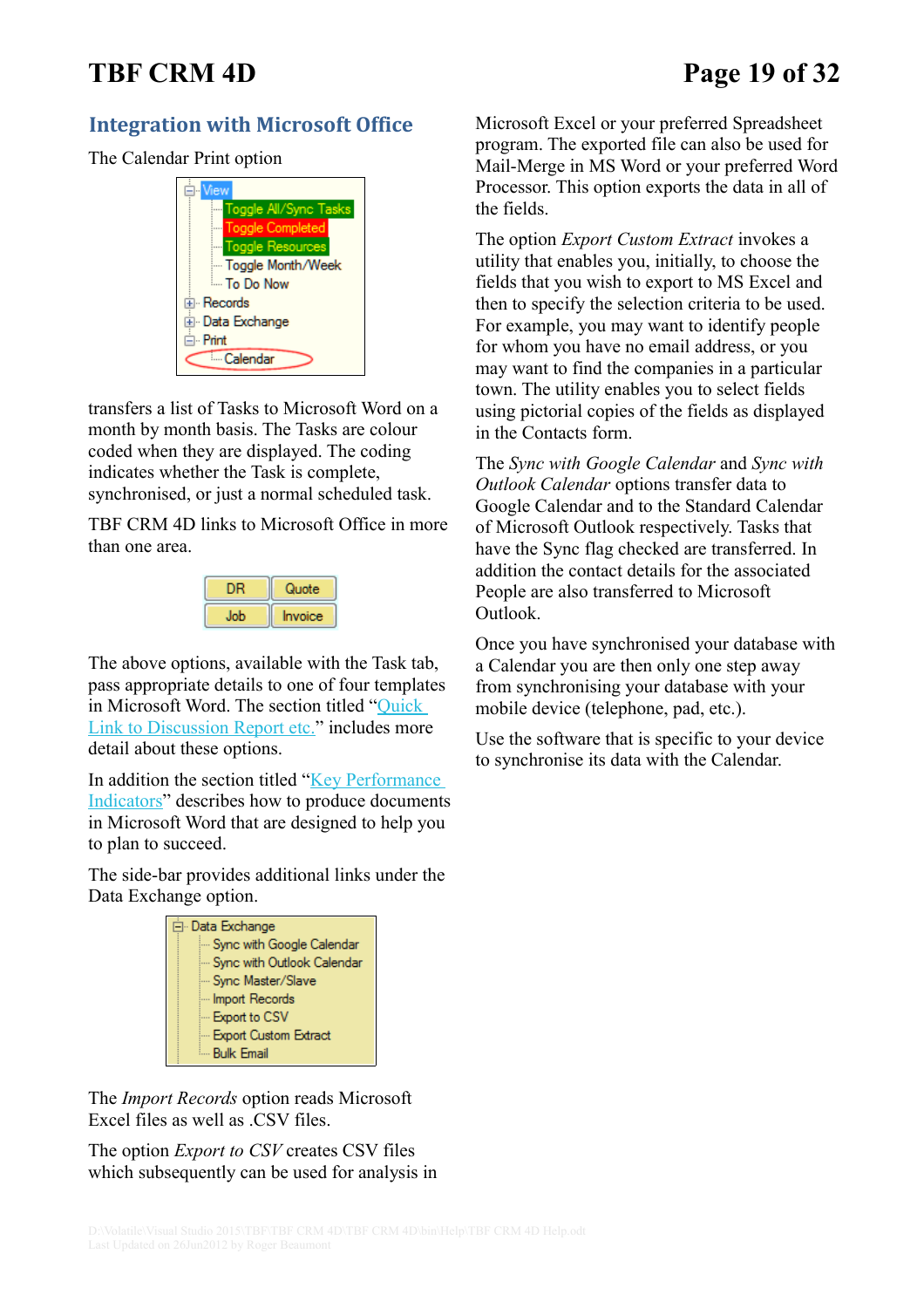## Integration with Microsoft Office

The Calendar Print option

transfers a list of Tasks to Microsoft Word on a month by month basis. The Tasks are colour coded when they are displayed. The coding indicates whether the Task is complete, synchronised, or just a normal scheduled task.

TBF CRM 4D links to Microsoft Office in more than one area.

The above options, available with the Task tab, pass appropriate details to one of four templates in Microsoft Word. The section titled "Quick Link to Discussion Report etc." includes more detail about these options.

In addition the section titled "Key Performance Indicators" describes how to produce documents in Microsoft Word that are designed to help you to plan to succeed.

The side-bar provides additional links under the Data Exchange option.

The *Import Records* option reads Microsoft Excel files as well as .CSV files.

The option *Export to CSV* creates CSV files which subsequently can be used for analysis in Microsoft Excel or your preferred Spreadsheet program. The exported file can also be used for Mail-Merge in MS Word or your preferred Word Processor. This option exports the data in all of the fields.

The option *Export Custom Extract* invokes a utility that enables you, initially, to choose the fields that you wish to export to MS Excel and then to specify the selection criteria to be used. For example, you may want to identify people for whom you have no email address, or you may want to find the companies in a particular town. The utility enables you to select fields using pictorial copies of the fields as displayed in the Contacts form.

The *Sync with Google Calendar* and *Sync with Outlook Calendar* options transfer data to Google Calendar and to the Standard Calendar of Microsoft Outlook respectively. Tasks that have the Sync flag checked are transferred. In addition the contact details for the associated People are also transferred to Microsoft Outlook.

Once you have synchronised your database with a Calendar you are then only one step away from synchronising your database with your mobile device (telephone, pad, etc.).

Use the software that is specific to your device to synchronise its data with the Calendar.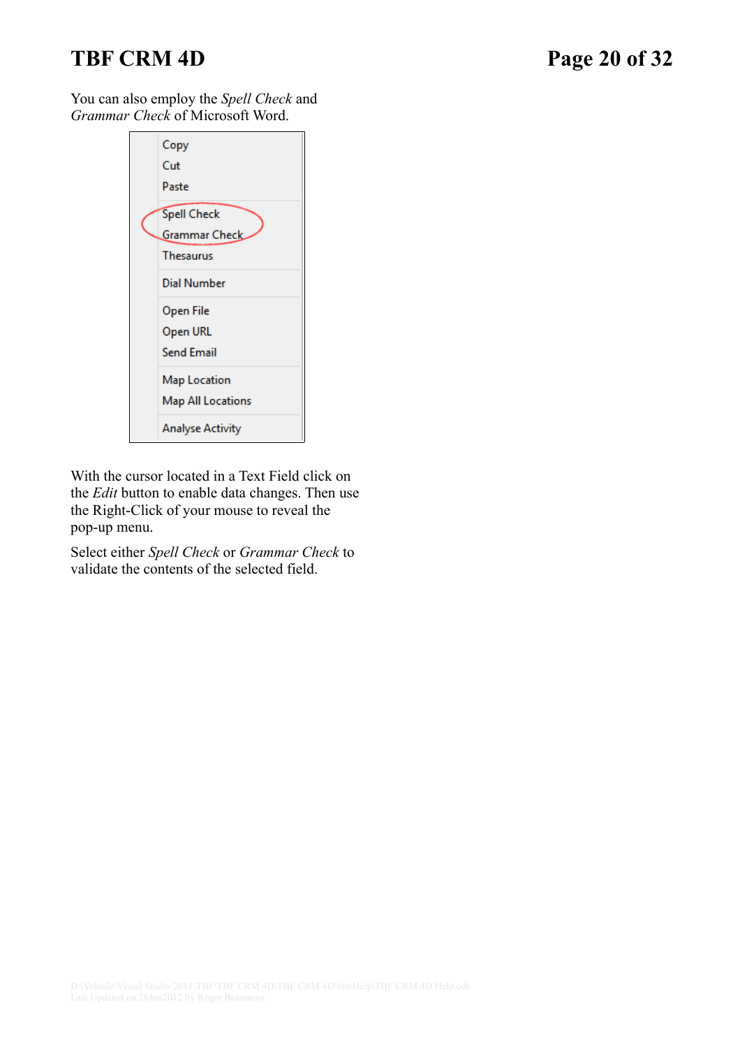You can also employ the *Spell Check* and *Grammar Check* of Microsoft Word.

Copy
Cut
Paste

Spell Check
Grammar Check
Thesaurus

Dial Number

Open File
Open URL
Send Email

Map Location
Map All Locations

Analyse Activity

With the cursor located in a Text Field click on the *Edit* button to enable data changes. Then use the Right-Click of your mouse to reveal the pop-up menu.

Select either *Spell Check* or *Grammar Check* to validate the contents of the selected field.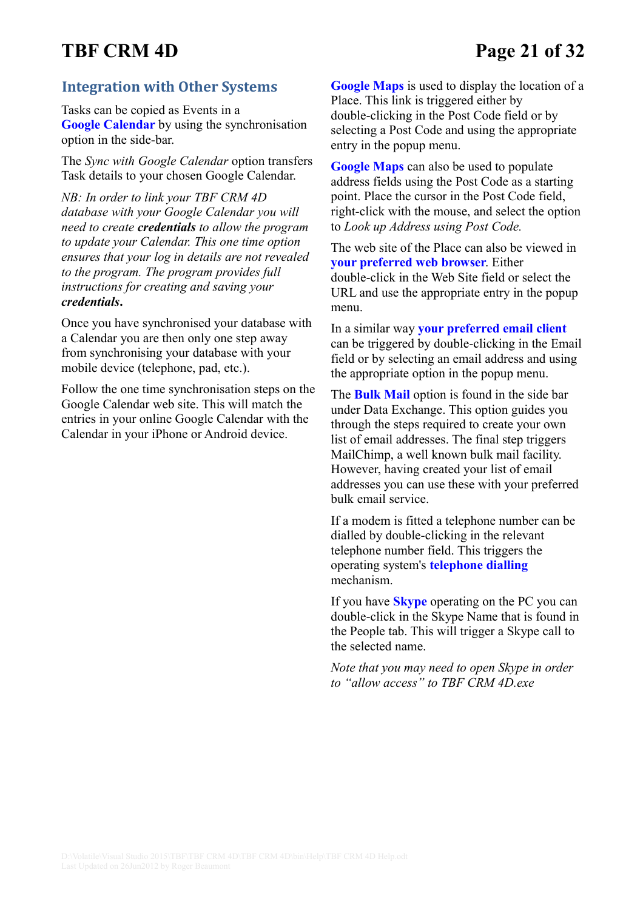## Integration with Other Systems

Tasks can be copied as Events in a **Google Calendar** by using the synchronisation option in the side-bar.

The *Sync with Google Calendar* option transfers Task details to your chosen Google Calendar.

*NB: In order to link your TBF CRM 4D database with your Google Calendar you will need to create **credentials** to allow the program to update your Calendar. This one time option ensures that your log in details are not revealed to the program. The program provides full instructions for creating and saving your **credentials**.*

Once you have synchronised your database with a Calendar you are then only one step away from synchronising your database with your mobile device (telephone, pad, etc.).

Follow the one time synchronisation steps on the Google Calendar web site. This will match the entries in your online Google Calendar with the Calendar in your iPhone or Android device.

**Google Maps** is used to display the location of a Place. This link is triggered either by double-clicking in the Post Code field or by selecting a Post Code and using the appropriate entry in the popup menu.

**Google Maps** can also be used to populate address fields using the Post Code as a starting point. Place the cursor in the Post Code field, right-click with the mouse, and select the option to *Look up Address using Post Code.*

The web site of the Place can also be viewed in **your preferred web browser**. Either double-click in the Web Site field or select the URL and use the appropriate entry in the popup menu.

In a similar way **your preferred email client** can be triggered by double-clicking in the Email field or by selecting an email address and using the appropriate option in the popup menu.

The **Bulk Mail** option is found in the side bar under Data Exchange. This option guides you through the steps required to create your own list of email addresses. The final step triggers MailChimp, a well known bulk mail facility. However, having created your list of email addresses you can use these with your preferred bulk email service.

If a modem is fitted a telephone number can be dialled by double-clicking in the relevant telephone number field. This triggers the operating system's **telephone dialling** mechanism.

If you have **Skype** operating on the PC you can double-click in the Skype Name that is found in the People tab. This will trigger a Skype call to the selected name.

*Note that you may need to open Skype in order to "allow access" to TBF CRM 4D.exe*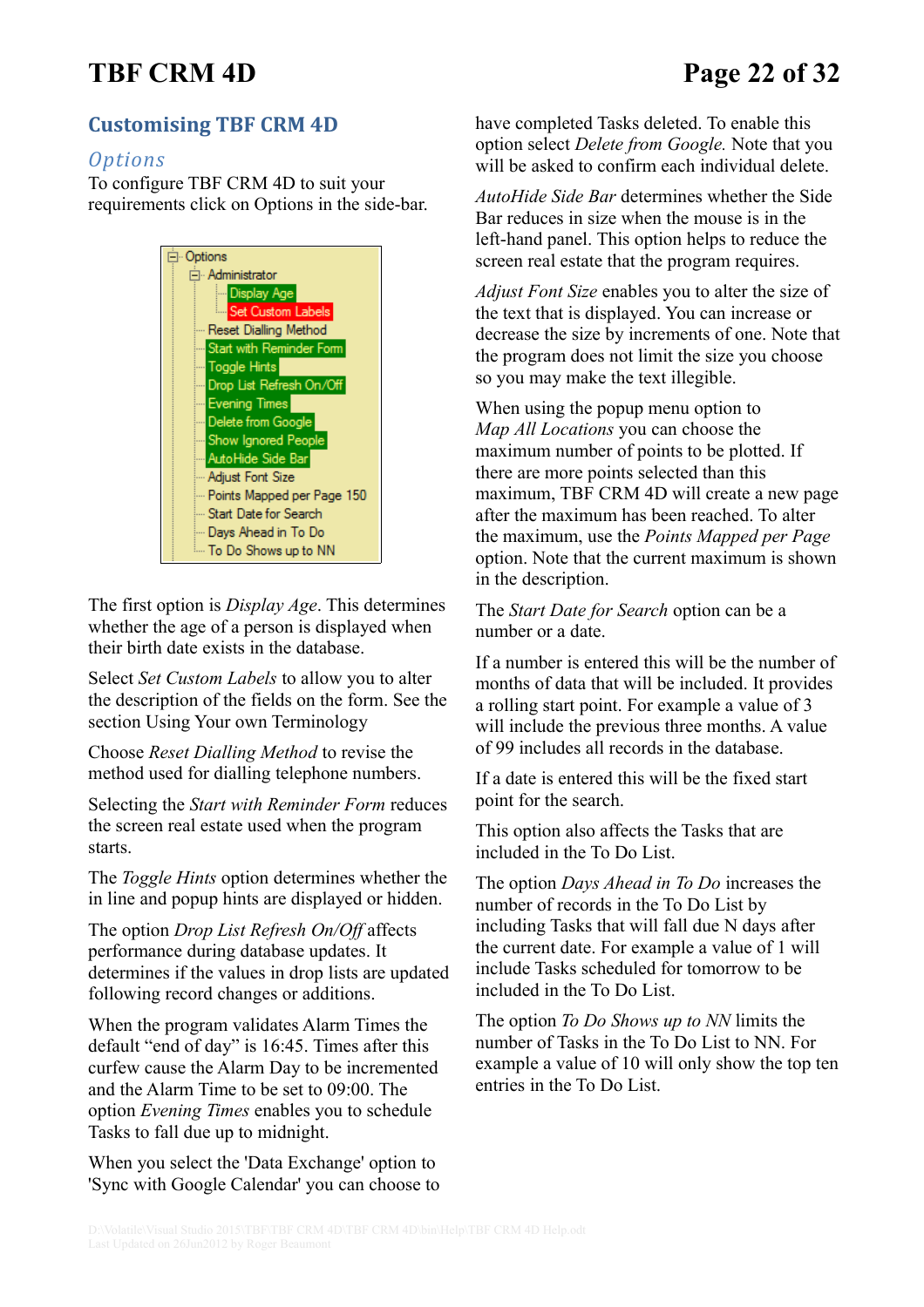## Customising TBF CRM 4D

### *Options*

To configure TBF CRM 4D to suit your requirements click on Options in the side-bar.

- Options
  - Administrator
    - Display Age
    - Set Custom Labels
  - Reset Dialling Method
  - Start with Reminder Form
  - Toggle Hints
  - Drop List Refresh On/Off
  - Evening Times
  - Delete from Google
  - Show Ignored People
  - AutoHide Side Bar
  - Adjust Font Size
  - Points Mapped per Page 150
  - Start Date for Search
  - Days Ahead in To Do
  - To Do Shows up to NN

The first option is *Display Age*. This determines whether the age of a person is displayed when their birth date exists in the database.

Select *Set Custom Labels* to allow you to alter the description of the fields on the form. See the section Using Your own Terminology

Choose *Reset Dialling Method* to revise the method used for dialling telephone numbers.

Selecting the *Start with Reminder Form* reduces the screen real estate used when the program starts.

The *Toggle Hints* option determines whether the in line and popup hints are displayed or hidden.

The option *Drop List Refresh On/Off* affects performance during database updates. It determines if the values in drop lists are updated following record changes or additions.

When the program validates Alarm Times the default "end of day" is 16:45. Times after this curfew cause the Alarm Day to be incremented and the Alarm Time to be set to 09:00. The option *Evening Times* enables you to schedule Tasks to fall due up to midnight.

When you select the 'Data Exchange' option to 'Sync with Google Calendar' you can choose to have completed Tasks deleted. To enable this option select *Delete from Google.* Note that you will be asked to confirm each individual delete.

*AutoHide Side Bar* determines whether the Side Bar reduces in size when the mouse is in the left-hand panel. This option helps to reduce the screen real estate that the program requires.

*Adjust Font Size* enables you to alter the size of the text that is displayed. You can increase or decrease the size by increments of one. Note that the program does not limit the size you choose so you may make the text illegible.

When using the popup menu option to *Map All Locations* you can choose the maximum number of points to be plotted. If there are more points selected than this maximum, TBF CRM 4D will create a new page after the maximum has been reached. To alter the maximum, use the *Points Mapped per Page* option. Note that the current maximum is shown in the description.

The *Start Date for Search* option can be a number or a date.

If a number is entered this will be the number of months of data that will be included. It provides a rolling start point. For example a value of 3 will include the previous three months. A value of 99 includes all records in the database.

If a date is entered this will be the fixed start point for the search.

This option also affects the Tasks that are included in the To Do List.

The option *Days Ahead in To Do* increases the number of records in the To Do List by including Tasks that will fall due N days after the current date. For example a value of 1 will include Tasks scheduled for tomorrow to be included in the To Do List.

The option *To Do Shows up to NN* limits the number of Tasks in the To Do List to NN. For example a value of 10 will only show the top ten entries in the To Do List.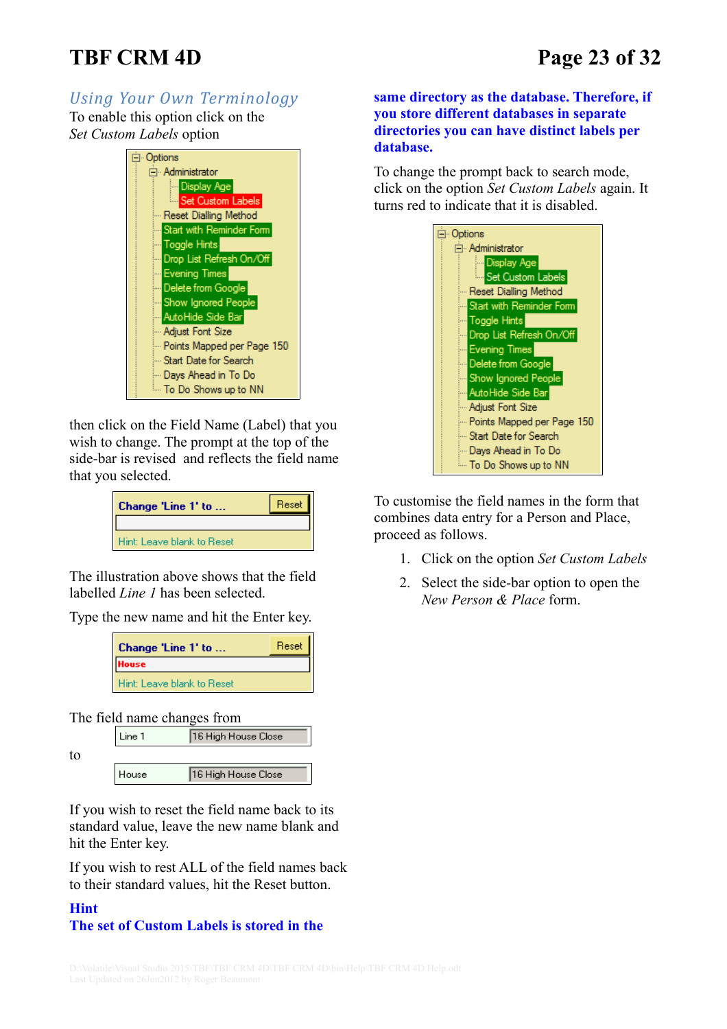## Using Your Own Terminology

To enable this option click on the *Set Custom Labels* option

then click on the Field Name (Label) that you wish to change. The prompt at the top of the side-bar is revised and reflects the field name that you selected.

The illustration above shows that the field labelled *Line 1* has been selected.

Type the new name and hit the Enter key.

The field name changes from

to

If you wish to reset the field name back to its standard value, leave the new name blank and hit the Enter key.

If you wish to rest ALL of the field names back to their standard values, hit the Reset button.

**Hint**

**The set of Custom Labels is stored in the same directory as the database. Therefore, if you store different databases in separate directories you can have distinct labels per database.**

To change the prompt back to search mode, click on the option *Set Custom Labels* again. It turns red to indicate that it is disabled.

To customise the field names in the form that combines data entry for a Person and Place, proceed as follows.

1. Click on the option *Set Custom Labels*
2. Select the side-bar option to open the *New Person & Place* form.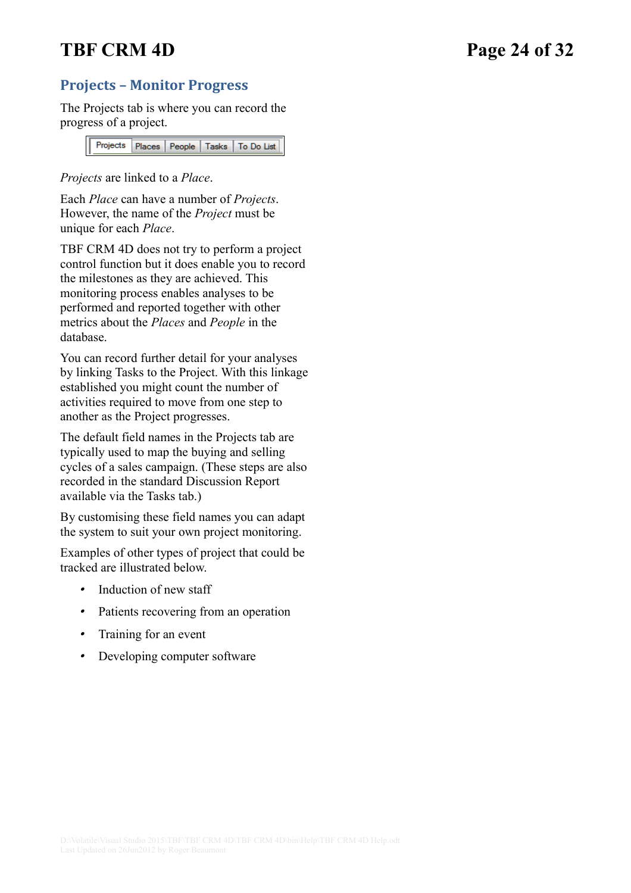## Projects – Monitor Progress

The Projects tab is where you can record the progress of a project.

*Projects* are linked to a *Place*.

Each *Place* can have a number of *Projects*. However, the name of the *Project* must be unique for each *Place*.

TBF CRM 4D does not try to perform a project control function but it does enable you to record the milestones as they are achieved. This monitoring process enables analyses to be performed and reported together with other metrics about the *Places* and *People* in the database.

You can record further detail for your analyses by linking Tasks to the Project. With this linkage established you might count the number of activities required to move from one step to another as the Project progresses.

The default field names in the Projects tab are typically used to map the buying and selling cycles of a sales campaign. (These steps are also recorded in the standard Discussion Report available via the Tasks tab.)

By customising these field names you can adapt the system to suit your own project monitoring.

Examples of other types of project that could be tracked are illustrated below.

- Induction of new staff
- Patients recovering from an operation
- Training for an event
- Developing computer software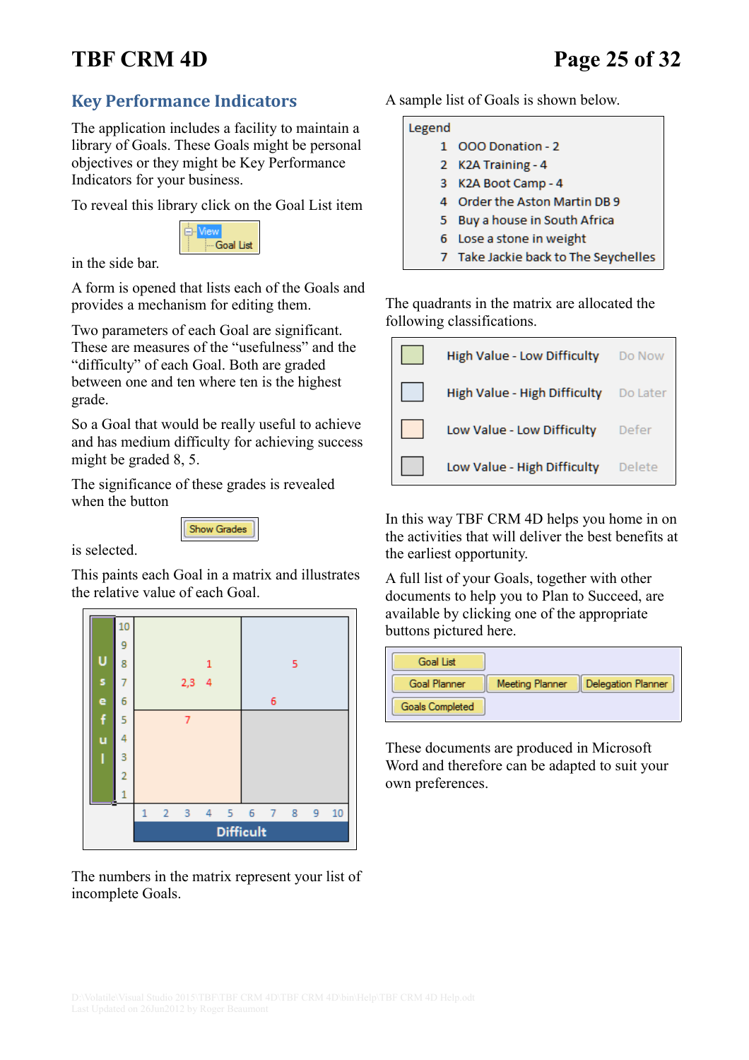## Key Performance Indicators

The application includes a facility to maintain a library of Goals. These Goals might be personal objectives or they might be Key Performance Indicators for your business.

To reveal this library click on the Goal List item

View
Goal List

in the side bar.

A form is opened that lists each of the Goals and provides a mechanism for editing them.

Two parameters of each Goal are significant. These are measures of the "usefulness" and the "difficulty" of each Goal. Both are graded between one and ten where ten is the highest grade.

So a Goal that would be really useful to achieve and has medium difficulty for achieving success might be graded 8, 5.

The significance of these grades is revealed when the button

Show Grades

is selected.

This paints each Goal in a matrix and illustrates the relative value of each Goal.

| Useful | Goals (Difficult 1–5) | Goals (Difficult 6–10) |
|---|---|---|
| 10 | | |
| 9 | | |
| 8 | 1 (Difficult 4) | 5 (Difficult 8) |
| 7 | 2,3 (Difficult 3); 4 (Difficult 4) | |
| 6 | | 6 (Difficult 7) |
| 5 | 7 (Difficult 3) | |
| 4 | | |
| 3 | | |
| 2 | | |
| 1 | | |

The numbers in the matrix represent your list of incomplete Goals.

A sample list of Goals is shown below.

Legend
1 OOO Donation - 2
2 K2A Training - 4
3 K2A Boot Camp - 4
4 Order the Aston Martin DB 9
5 Buy a house in South Africa
6 Lose a stone in weight
7 Take Jackie back to The Seychelles

The quadrants in the matrix are allocated the following classifications.

| Quadrant | Classification |
|---|---|
| High Value - Low Difficulty | Do Now |
| High Value - High Difficulty | Do Later |
| Low Value - Low Difficulty | Defer |
| Low Value - High Difficulty | Delete |

In this way TBF CRM 4D helps you home in on the activities that will deliver the best benefits at the earliest opportunity.

A full list of your Goals, together with other documents to help you to Plan to Succeed, are available by clicking one of the appropriate buttons pictured here.

Goal List
Goal Planner | Meeting Planner | Delegation Planner
Goals Completed

These documents are produced in Microsoft Word and therefore can be adapted to suit your own preferences.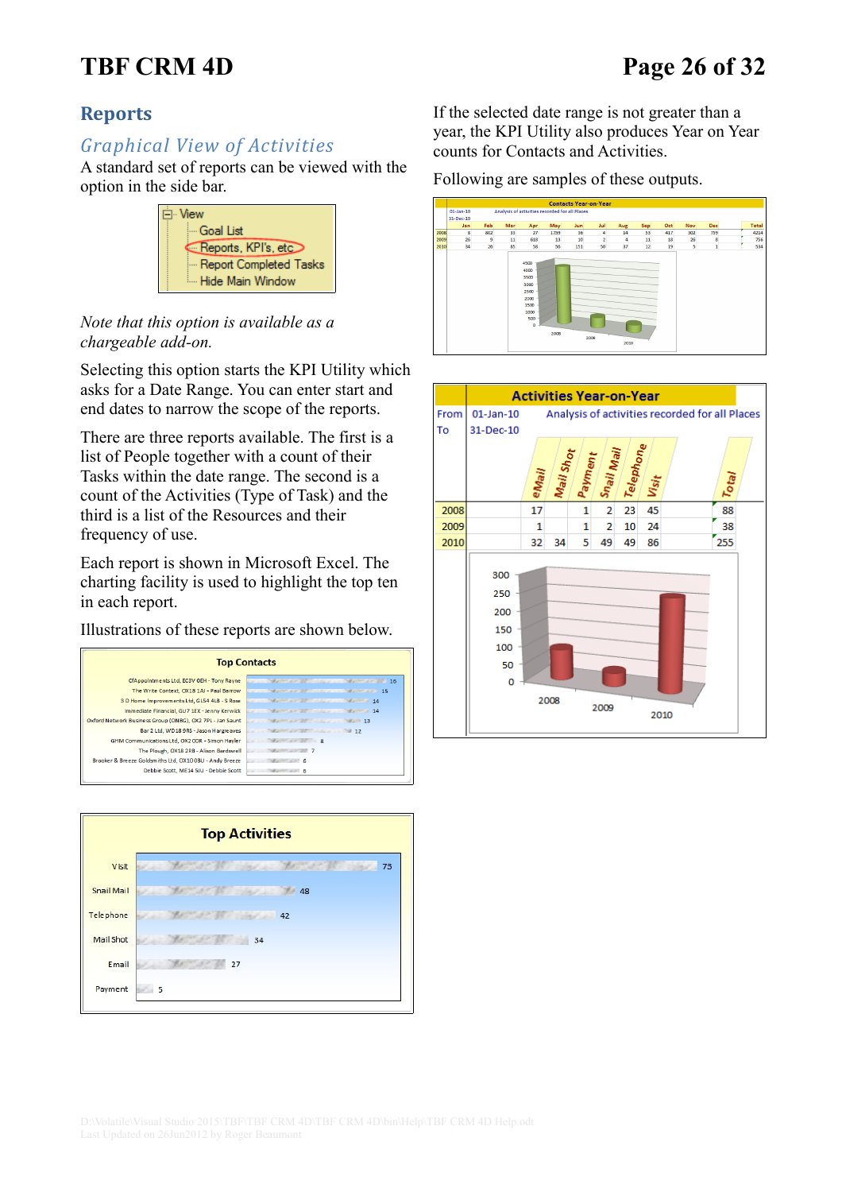## Reports

### *Graphical View of Activities*

A standard set of reports can be viewed with the option in the side bar.

- View
  - Goal List
  - Reports, KPI's, etc
  - Report Completed Tasks
  - Hide Main Window

*Note that this option is available as a chargeable add-on.*

Selecting this option starts the KPI Utility which asks for a Date Range. You can enter start and end dates to narrow the scope of the reports.

There are three reports available. The first is a list of People together with a count of their Tasks within the date range. The second is a count of the Activities (Type of Task) and the third is a list of the Resources and their frequency of use.

Each report is shown in Microsoft Excel. The charting facility is used to highlight the top ten in each report.

Illustrations of these reports are shown below.

**Top Contacts**

| Contact | Count |
|---|---|
| OfAppointments Ltd, EC3V 0EH - Tony Rayne | 16 |
| The Write Context, OX18 1AJ - Paul Barrow | 15 |
| 3 D Home Improvements Ltd, GL54 4LB - S Rose | 14 |
| Immediate Financial, GU7 1EX - Jenny Kerwick | 14 |
| Oxford Network Business Group (ONBG), OX2 7PL - Jan Saunt | 13 |
| Bar 2 Ltd, WD18 9RS - Jason Hargreaves | 12 |
| GHM Communications Ltd, OX2 0DR - Simon Hayler | 8 |
| The Plough, OX18 2RB - Alison Bardswell | 7 |
| Brooker & Breeze Goldsmiths Ltd, OX10 0BU - Andy Breeze | 6 |
| Debbie Scott, ME14 5JU - Debbie Scott | 6 |

**Top Activities**

| Activity | Count |
|---|---|
| Visit | 73 |
| Snail Mail | 48 |
| Telephone | 42 |
| Mail Shot | 34 |
| Email | 27 |
| Payment | 5 |

If the selected date range is not greater than a year, the KPI Utility also produces Year on Year counts for Contacts and Activities.

Following are samples of these outputs.

**Contacts Year-on-Year**

From 01-Jan-10 To 31-Dec-10 — Analysis of activities recorded for all Places

| | Jan | Feb | Mar | Apr | May | Jun | Jul | Aug | Sep | Oct | Nov | Dec | Total |
|---|---|---|---|---|---|---|---|---|---|---|---|---|---|
| 2008 | 8 | 802 | 11 | 27 | 1739 | 36 | 4 | 14 | 33 | 417 | 302 | 759 | 4214 |
| 2009 | 26 | 9 | 11 | 618 | 13 | 10 | 2 | 4 | 11 | 18 | 26 | 8 | 756 |
| 2010 | 34 | 26 | 85 | 58 | 56 | 151 | 50 | 37 | 12 | 19 | 5 | 1 | 534 |

**Activities Year-on-Year**

From 01-Jan-10 To 31-Dec-10 — Analysis of activities recorded for all Places

| | eMail | Mail Shot | Payment | Snail Mail | Telephone | Visit | Total |
|---|---|---|---|---|---|---|---|
| 2008 | 17 | | 1 | 2 | 23 | 45 | 88 |
| 2009 | 1 | | 1 | 2 | 10 | 24 | 38 |
| 2010 | 32 | 34 | 5 | 49 | 49 | 86 | 255 |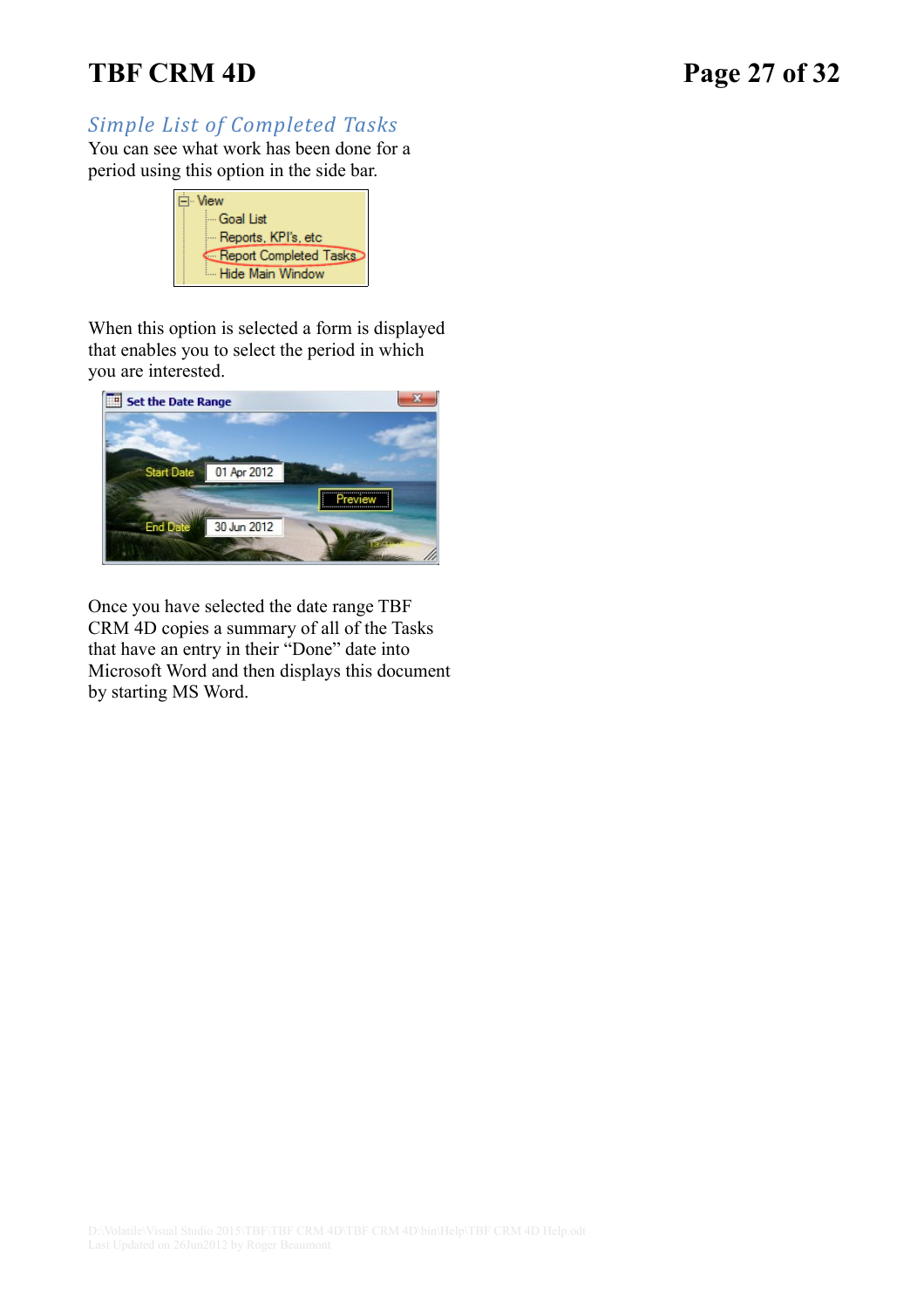## Simple List of Completed Tasks

You can see what work has been done for a period using this option in the side bar.

When this option is selected a form is displayed that enables you to select the period in which you are interested.

Once you have selected the date range TBF CRM 4D copies a summary of all of the Tasks that have an entry in their “Done” date into Microsoft Word and then displays this document by starting MS Word.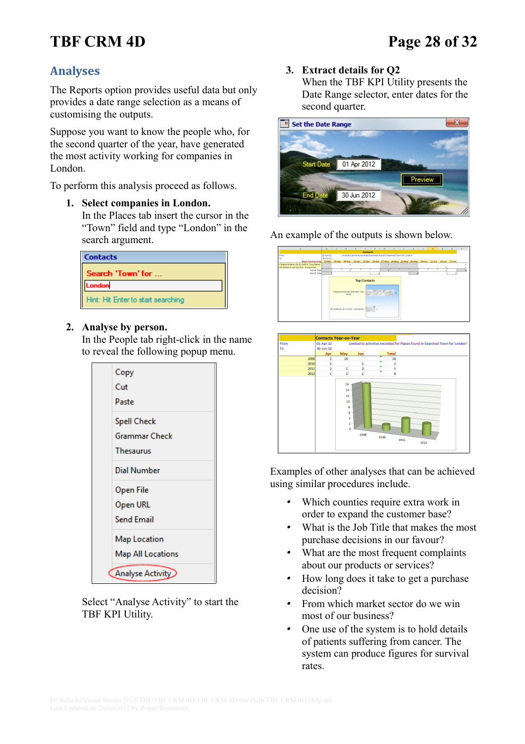## Analyses

The Reports option provides useful data but only provides a date range selection as a means of customising the outputs.

Suppose you want to know the people who, for the second quarter of the year, have generated the most activity working for companies in London.

To perform this analysis proceed as follows.

1. **Select companies in London.**
   In the Places tab insert the cursor in the "Town" field and type "London" in the search argument.

2. **Analyse by person.**
   In the People tab right-click in the name to reveal the following popup menu.

   Select "Analyse Activity" to start the TBF KPI Utility.

3. **Extract details for Q2**
   When the TBF KPI Utility presents the Date Range selector, enter dates for the second quarter.

An example of the outputs is shown below.

Examples of other analyses that can be achieved using similar procedures include.

- Which counties require extra work in order to expand the customer base?
- What is the Job Title that makes the most purchase decisions in our favour?
- What are the most frequent complaints about our products or services?
- How long does it take to get a purchase decision?
- From which market sector do we win most of our business?
- One use of the system is to hold details of patients suffering from cancer. The system can produce figures for survival rates.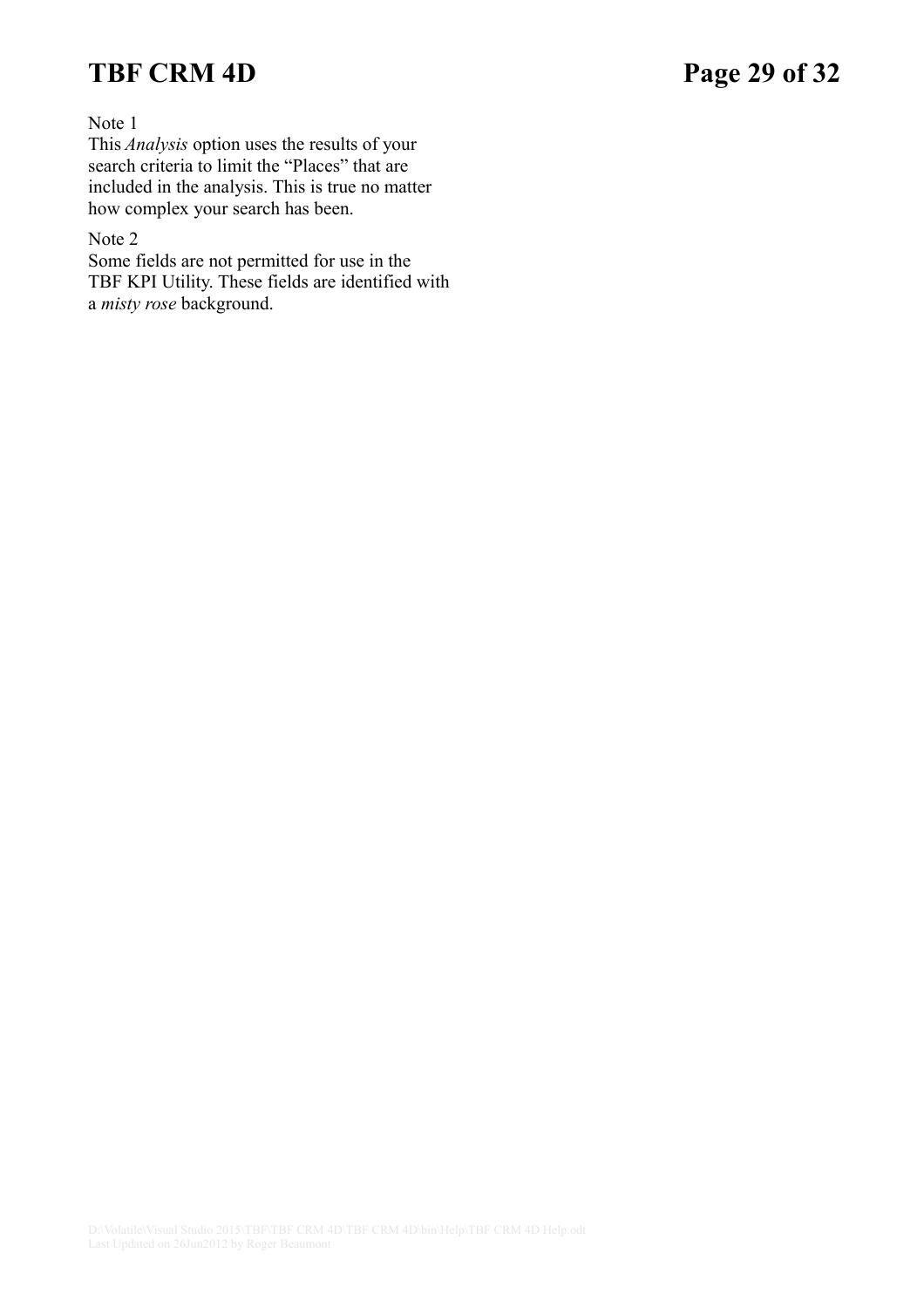Note 1
This *Analysis* option uses the results of your search criteria to limit the "Places" that are included in the analysis. This is true no matter how complex your search has been.

Note 2
Some fields are not permitted for use in the TBF KPI Utility. These fields are identified with a *misty rose* background.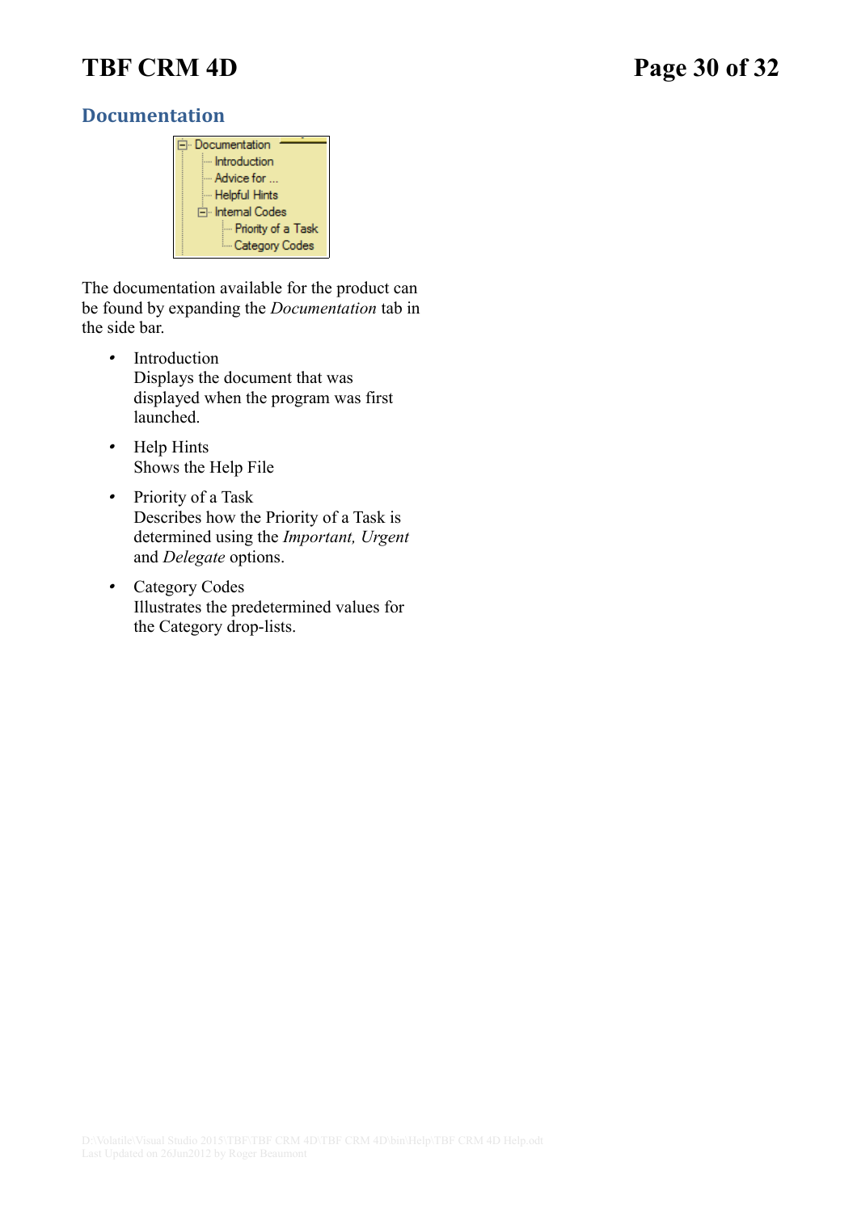## Documentation

The documentation available for the product can be found by expanding the *Documentation* tab in the side bar.

- Introduction
  Displays the document that was displayed when the program was first launched.

- Help Hints
  Shows the Help File

- Priority of a Task
  Describes how the Priority of a Task is determined using the *Important, Urgent* and *Delegate* options.

- Category Codes
  Illustrates the predetermined values for the Category drop-lists.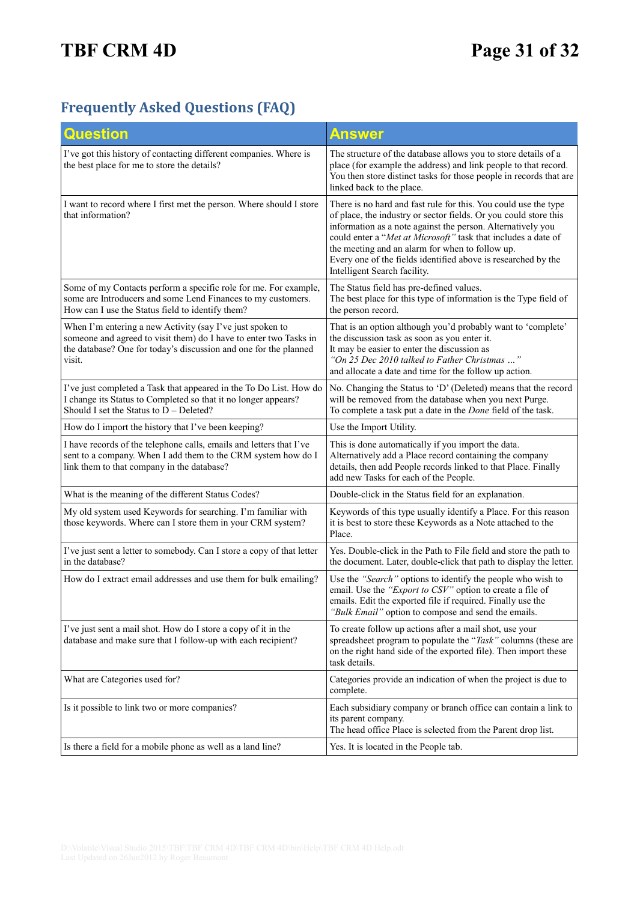## Frequently Asked Questions (FAQ)

| Question | Answer |
|---|---|
| I've got this history of contacting different companies. Where is the best place for me to store the details? | The structure of the database allows you to store details of a place (for example the address) and link people to that record. You then store distinct tasks for those people in records that are linked back to the place. |
| I want to record where I first met the person. Where should I store that information? | There is no hard and fast rule for this. You could use the type of place, the industry or sector fields. Or you could store this information as a note against the person. Alternatively you could enter a "*Met at Microsoft"* task that includes a date of the meeting and an alarm for when to follow up.<br>Every one of the fields identified above is researched by the Intelligent Search facility. |
| Some of my Contacts perform a specific role for me. For example, some are Introducers and some Lend Finances to my customers. How can I use the Status field to identify them? | The Status field has pre-defined values.<br>The best place for this type of information is the Type field of the person record. |
| When I'm entering a new Activity (say I've just spoken to someone and agreed to visit them) do I have to enter two Tasks in the database? One for today's discussion and one for the planned visit. | That is an option although you'd probably want to 'complete' the discussion task as soon as you enter it.<br>It may be easier to enter the discussion as<br>*"On 25 Dec 2010 talked to Father Christmas …"*<br>and allocate a date and time for the follow up action. |
| I've just completed a Task that appeared in the To Do List. How do I change its Status to Completed so that it no longer appears? Should I set the Status to D – Deleted? | No. Changing the Status to 'D' (Deleted) means that the record will be removed from the database when you next Purge.<br>To complete a task put a date in the *Done* field of the task. |
| How do I import the history that I've been keeping? | Use the Import Utility. |
| I have records of the telephone calls, emails and letters that I've sent to a company. When I add them to the CRM system how do I link them to that company in the database? | This is done automatically if you import the data.<br>Alternatively add a Place record containing the company details, then add People records linked to that Place. Finally add new Tasks for each of the People. |
| What is the meaning of the different Status Codes? | Double-click in the Status field for an explanation. |
| My old system used Keywords for searching. I'm familiar with those keywords. Where can I store them in your CRM system? | Keywords of this type usually identify a Place. For this reason it is best to store these Keywords as a Note attached to the Place. |
| I've just sent a letter to somebody. Can I store a copy of that letter in the database? | Yes. Double-click in the Path to File field and store the path to the document. Later, double-click that path to display the letter. |
| How do I extract email addresses and use them for bulk emailing? | Use the *"Search"* options to identify the people who wish to email. Use the *"Export to CSV"* option to create a file of emails. Edit the exported file if required. Finally use the *"Bulk Email"* option to compose and send the emails. |
| I've just sent a mail shot. How do I store a copy of it in the database and make sure that I follow-up with each recipient? | To create follow up actions after a mail shot, use your spreadsheet program to populate the "*Task"* columns (these are on the right hand side of the exported file). Then import these task details. |
| What are Categories used for? | Categories provide an indication of when the project is due to complete. |
| Is it possible to link two or more companies? | Each subsidiary company or branch office can contain a link to its parent company.<br>The head office Place is selected from the Parent drop list. |
| Is there a field for a mobile phone as well as a land line? | Yes. It is located in the People tab. |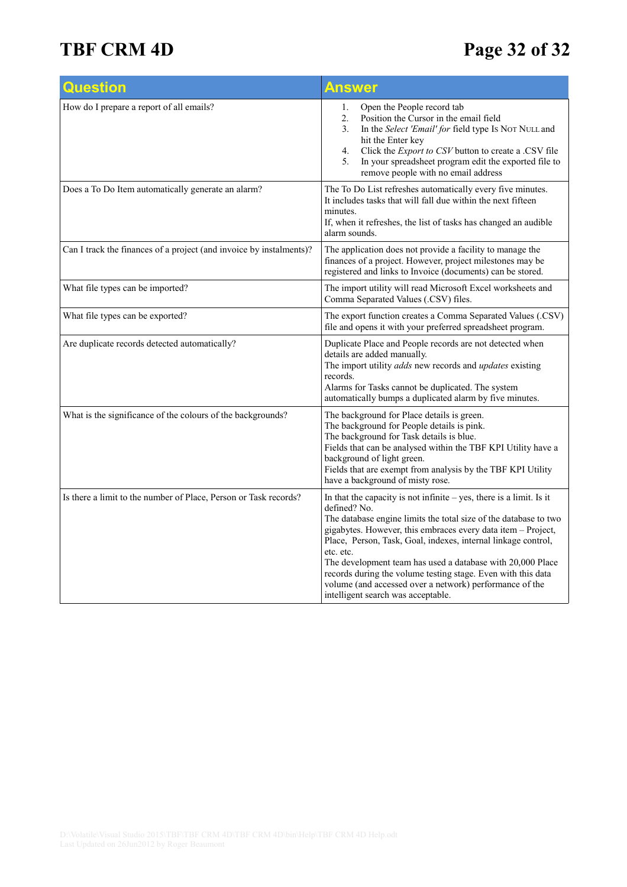| Question | Answer |
|---|---|
| How do I prepare a report of all emails? | 1. Open the People record tab<br>2. Position the Cursor in the email field<br>3. In the *Select 'Email' for* field type IS NOT NULL and hit the Enter key<br>4. Click the *Export to CSV* button to create a .CSV file<br>5. In your spreadsheet program edit the exported file to remove people with no email address |
| Does a To Do Item automatically generate an alarm? | The To Do List refreshes automatically every five minutes. It includes tasks that will fall due within the next fifteen minutes.<br>If, when it refreshes, the list of tasks has changed an audible alarm sounds. |
| Can I track the finances of a project (and invoice by instalments)? | The application does not provide a facility to manage the finances of a project. However, project milestones may be registered and links to Invoice (documents) can be stored. |
| What file types can be imported? | The import utility will read Microsoft Excel worksheets and Comma Separated Values (.CSV) files. |
| What file types can be exported? | The export function creates a Comma Separated Values (.CSV) file and opens it with your preferred spreadsheet program. |
| Are duplicate records detected automatically? | Duplicate Place and People records are not detected when details are added manually.<br>The import utility *adds* new records and *updates* existing records.<br>Alarms for Tasks cannot be duplicated. The system automatically bumps a duplicated alarm by five minutes. |
| What is the significance of the colours of the backgrounds? | The background for Place details is green.<br>The background for People details is pink.<br>The background for Task details is blue.<br>Fields that can be analysed within the TBF KPI Utility have a background of light green.<br>Fields that are exempt from analysis by the TBF KPI Utility have a background of misty rose. |
| Is there a limit to the number of Place, Person or Task records? | In that the capacity is not infinite – yes, there is a limit. Is it defined? No.<br>The database engine limits the total size of the database to two gigabytes. However, this embraces every data item – Project, Place, Person, Task, Goal, indexes, internal linkage control, etc. etc.<br>The development team has used a database with 20,000 Place records during the volume testing stage. Even with this data volume (and accessed over a network) performance of the intelligent search was acceptable. |